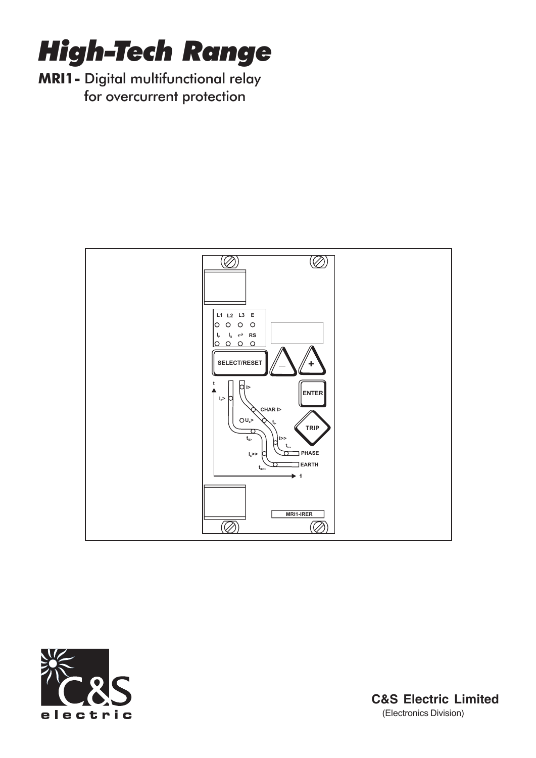# High-Tech Range

**MRI1-** Digital multifunctional relay for overcurrent protection

C&S Electric Limited

(Electronics Division)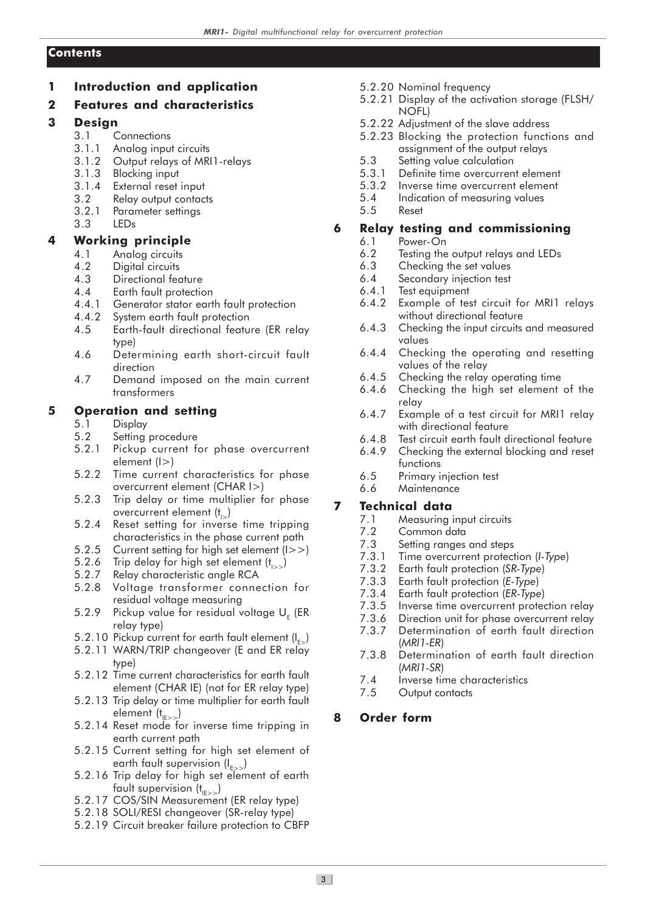# Contents

**1 Introduction and application**

**2 Features and characteristics**

**3 Design**

- 3.1 Connections
- 3.1.1 Analog input circuits
- 3.1.2 Output relays of MRI1-relays
- 3.1.3 Blocking input
- 3.1.4 External reset input
- 3.2 Relay output contacts
- 3.2.1 Parameter settings
- 3.3 LEDs

**4 Working principle**

- 4.1 Analog circuits
- 4.2 Digital circuits
- 4.3 Directional feature
- 4.4 Earth fault protection
- 4.4.1 Generator stator earth fault protection
- 4.4.2 System earth fault protection
- 4.5 Earth-fault directional feature (ER relay type)
- 4.6 Determining earth short-circuit fault direction
- 4.7 Demand imposed on the main current transformers

**5 Operation and setting**

- 5.1 Display
- 5.2 Setting procedure
- 5.2.1 Pickup current for phase overcurrent element (I>)
- 5.2.2 Time current characteristics for phase overcurrent element (CHAR I>)
- 5.2.3 Trip delay or time multiplier for phase overcurrent element ($t_{I>}$)
- 5.2.4 Reset setting for inverse time tripping characteristics in the phase current path
- 5.2.5 Current setting for high set element (I>>)
- 5.2.6 Trip delay for high set element ($t_{I>>}$)
- 5.2.7 Relay characteristic angle RCA
- 5.2.8 Voltage transformer connection for residual voltage measuring
- 5.2.9 Pickup value for residual voltage $U_E$ (ER relay type)
- 5.2.10 Pickup current for earth fault element ($I_{E>}$)
- 5.2.11 WARN/TRIP changeover (E and ER relay type)
- 5.2.12 Time current characteristics for earth fault element (CHAR IE) (not for ER relay type)
- 5.2.13 Trip delay or time multiplier for earth fault element ($t_{IE>>}$)
- 5.2.14 Reset mode for inverse time tripping in earth current path
- 5.2.15 Current setting for high set element of earth fault supervision ($I_{E>>}$)
- 5.2.16 Trip delay for high set element of earth fault supervision ($t_{IE>>}$)
- 5.2.17 COS/SIN Measurement (ER relay type)
- 5.2.18 SOLI/RESI changeover (SR-relay type)
- 5.2.19 Circuit breaker failure protection to CBFP
- 5.2.20 Nominal frequency
- 5.2.21 Display of the activation storage (FLSH/NOFL)
- 5.2.22 Adjustment of the slave address
- 5.2.23 Blocking the protection functions and assignment of the output relays
- 5.3 Setting value calculation
- 5.3.1 Definite time overcurrent element
- 5.3.2 Inverse time overcurrent element
- 5.4 Indication of measuring values
- 5.5 Reset

**6 Relay testing and commissioning**

- 6.1 Power-On
- 6.2 Testing the output relays and LEDs
- 6.3 Checking the set values
- 6.4 Secondary injection test
- 6.4.1 Test equipment
- 6.4.2 Example of test circuit for MRI1 relays without directional feature
- 6.4.3 Checking the input circuits and measured values
- 6.4.4 Checking the operating and resetting values of the relay
- 6.4.5 Checking the relay operating time
- 6.4.6 Checking the high set element of the relay
- 6.4.7 Example of a test circuit for MRI1 relay with directional feature
- 6.4.8 Test circuit earth fault directional feature
- 6.4.9 Checking the external blocking and reset functions
- 6.5 Primary injection test
- 6.6 Maintenance

**7 Technical data**

- 7.1 Measuring input circuits
- 7.2 Common data
- 7.3 Setting ranges and steps
- 7.3.1 Time overcurrent protection (*I-Type*)
- 7.3.2 Earth fault protection (*SR-Type*)
- 7.3.3 Earth fault protection (*E-Type*)
- 7.3.4 Earth fault protection (*ER-Type*)
- 7.3.5 Inverse time overcurrent protection relay
- 7.3.6 Direction unit for phase overcurrent relay
- 7.3.7 Determination of earth fault direction (*MRI1-ER*)
- 7.3.8 Determination of earth fault direction (*MRI1-SR*)
- 7.4 Inverse time characteristics
- 7.5 Output contacts

**8 Order form**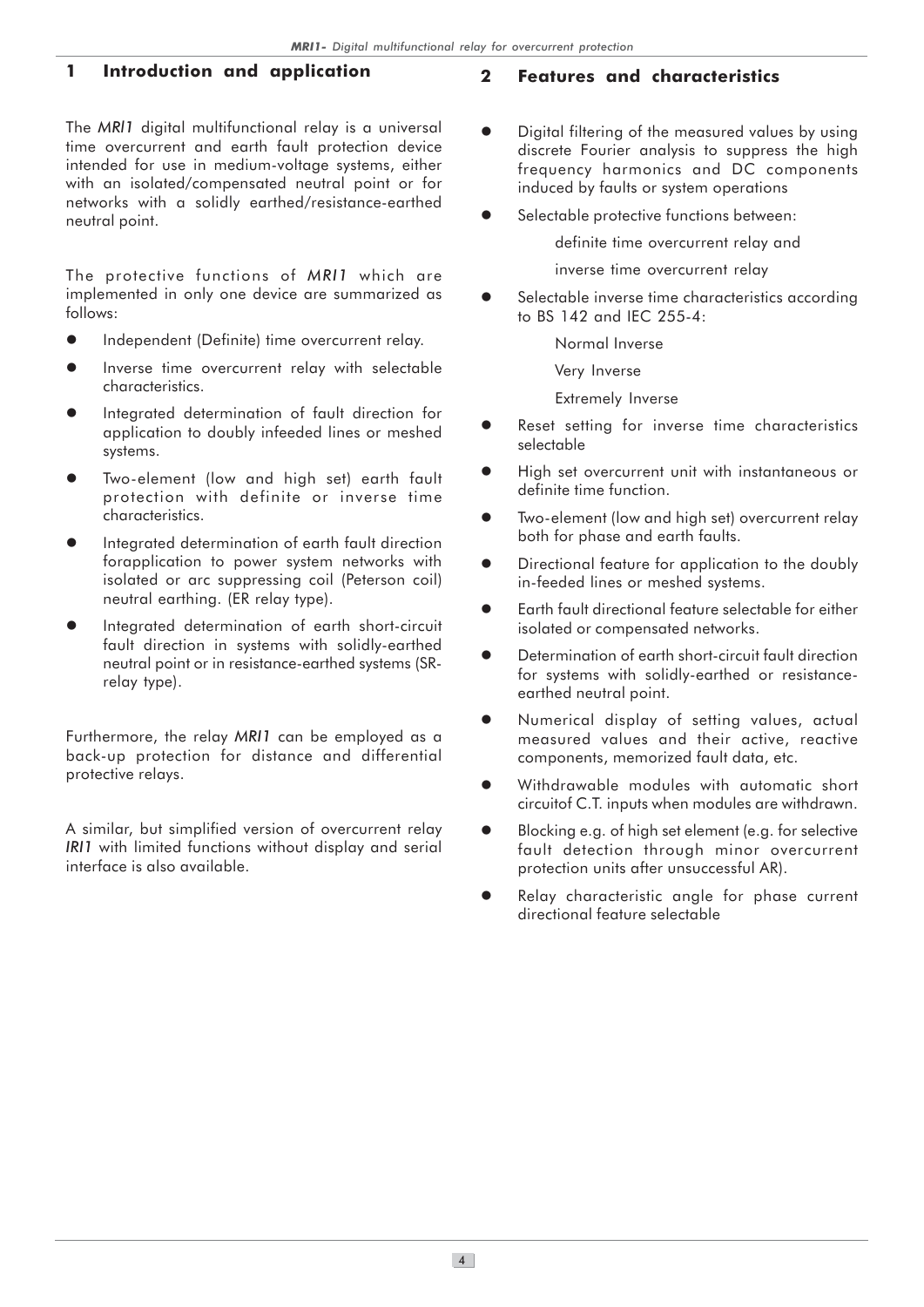# 1 Introduction and application

The *MRI1* digital multifunctional relay is a universal time overcurrent and earth fault protection device intended for use in medium-voltage systems, either with an isolated/compensated neutral point or for networks with a solidly earthed/resistance-earthed neutral point.

The protective functions of *MRI1* which are implemented in only one device are summarized as follows:

- Independent (Definite) time overcurrent relay.
- Inverse time overcurrent relay with selectable characteristics.
- Integrated determination of fault direction for application to doubly infeeded lines or meshed systems.
- Two-element (low and high set) earth fault protection with definite or inverse time characteristics.
- Integrated determination of earth fault direction forapplication to power system networks with isolated or arc suppressing coil (Peterson coil) neutral earthing. (ER relay type).
- Integrated determination of earth short-circuit fault direction in systems with solidly-earthed neutral point or in resistance-earthed systems (SR-relay type).

Furthermore, the relay *MRI1* can be employed as a back-up protection for distance and differential protective relays.

A similar, but simplified version of overcurrent relay *IRI1* with limited functions without display and serial interface is also available.

# 2 Features and characteristics

- Digital filtering of the measured values by using discrete Fourier analysis to suppress the high frequency harmonics and DC components induced by faults or system operations
- Selectable protective functions between:
  
  definite time overcurrent relay and
  
  inverse time overcurrent relay
- Selectable inverse time characteristics according to BS 142 and IEC 255-4:
  
  Normal Inverse
  
  Very Inverse
  
  Extremely Inverse
- Reset setting for inverse time characteristics selectable
- High set overcurrent unit with instantaneous or definite time function.
- Two-element (low and high set) overcurrent relay both for phase and earth faults.
- Directional feature for application to the doubly in-feeded lines or meshed systems.
- Earth fault directional feature selectable for either isolated or compensated networks.
- Determination of earth short-circuit fault direction for systems with solidly-earthed or resistance-earthed neutral point.
- Numerical display of setting values, actual measured values and their active, reactive components, memorized fault data, etc.
- Withdrawable modules with automatic short circuitof C.T. inputs when modules are withdrawn.
- Blocking e.g. of high set element (e.g. for selective fault detection through minor overcurrent protection units after unsuccessful AR).
- Relay characteristic angle for phase current directional feature selectable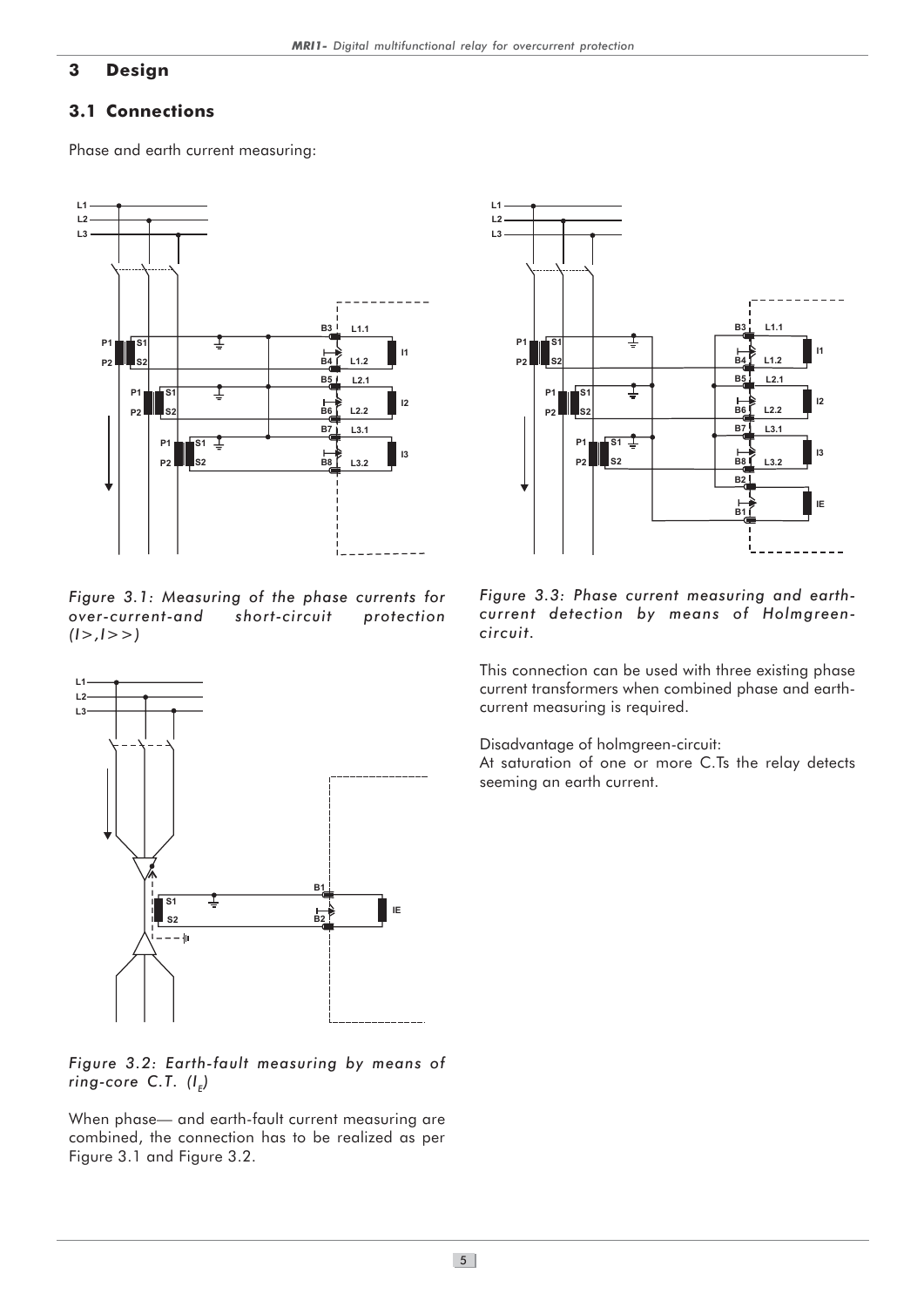## 3 Design

### 3.1 Connections

Phase and earth current measuring:

*Figure 3.1: Measuring of the phase currents for over-current-and short-circuit protection (I>,I>>)*

*Figure 3.2: Earth-fault measuring by means of ring-core C.T. ($I_E$)*

When phase— and earth-fault current measuring are combined, the connection has to be realized as per Figure 3.1 and Figure 3.2.

*Figure 3.3: Phase current measuring and earth-current detection by means of Holmgreen-circuit.*

This connection can be used with three existing phase current transformers when combined phase and earth-current measuring is required.

Disadvantage of holmgreen-circuit:
At saturation of one or more C.Ts the relay detects seeming an earth current.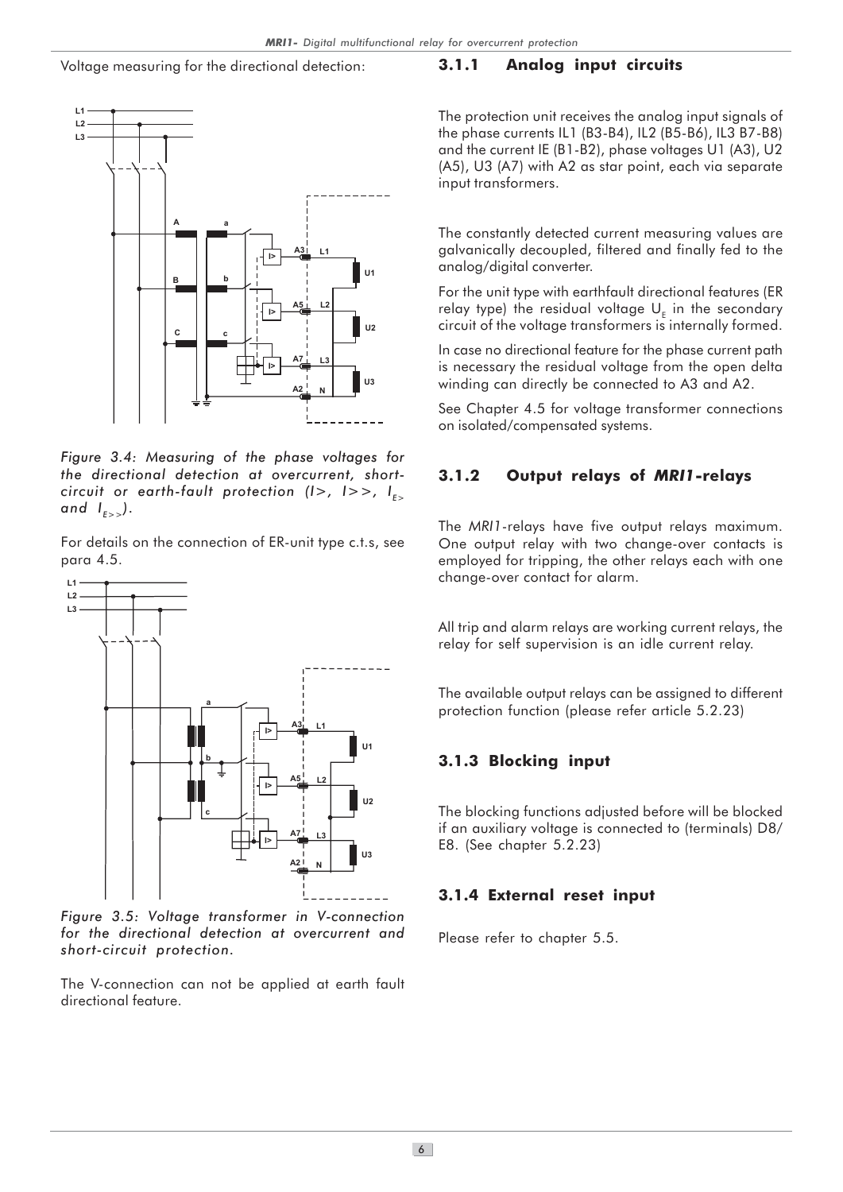Voltage measuring for the directional detection:

*Figure 3.4: Measuring of the phase voltages for the directional detection at overcurrent, short-circuit or earth-fault protection (I>, I>>, $I_{E>}$ and $I_{E>>}$).*

For details on the connection of ER-unit type c.t.s, see para 4.5.

*Figure 3.5: Voltage transformer in V-connection for the directional detection at overcurrent and short-circuit protection.*

The V-connection can not be applied at earth fault directional feature.

### 3.1.1 Analog input circuits

The protection unit receives the analog input signals of the phase currents IL1 (B3-B4), IL2 (B5-B6), IL3 B7-B8) and the current IE (B1-B2), phase voltages U1 (A3), U2 (A5), U3 (A7) with A2 as star point, each via separate input transformers.

The constantly detected current measuring values are galvanically decoupled, filtered and finally fed to the analog/digital converter.

For the unit type with earthfault directional features (ER relay type) the residual voltage $U_E$ in the secondary circuit of the voltage transformers is internally formed.

In case no directional feature for the phase current path is necessary the residual voltage from the open delta winding can directly be connected to A3 and A2.

See Chapter 4.5 for voltage transformer connections on isolated/compensated systems.

### 3.1.2 Output relays of *MRI1*-relays

The *MRI1*-relays have five output relays maximum. One output relay with two change-over contacts is employed for tripping, the other relays each with one change-over contact for alarm.

All trip and alarm relays are working current relays, the relay for self supervision is an idle current relay.

The available output relays can be assigned to different protection function (please refer article 5.2.23)

### 3.1.3 Blocking input

The blocking functions adjusted before will be blocked if an auxiliary voltage is connected to (terminals) D8/E8. (See chapter 5.2.23)

### 3.1.4 External reset input

Please refer to chapter 5.5.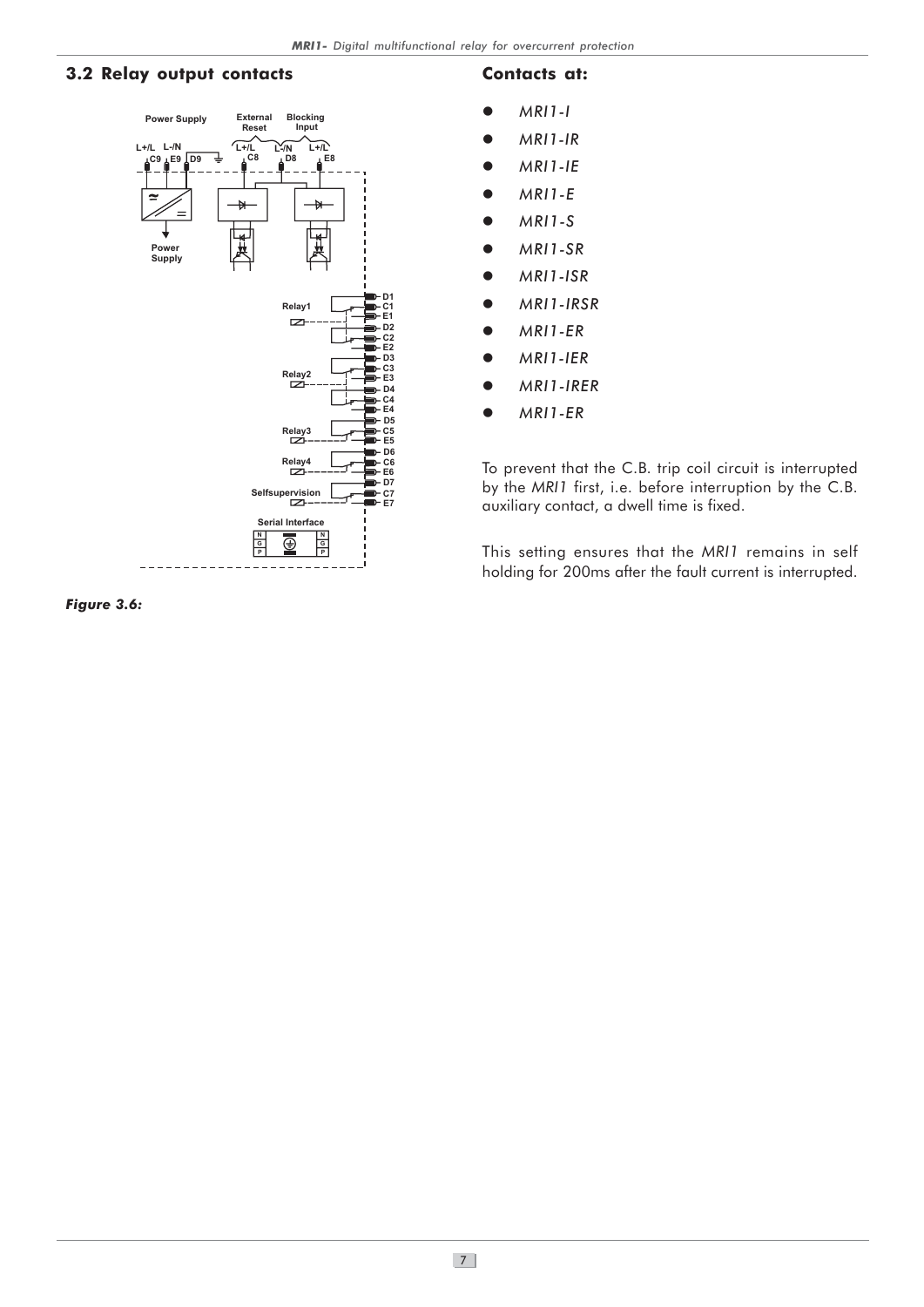## 3.2 Relay output contacts

*Figure 3.6:*

### Contacts at:

- *MRI1-I*
- *MRI1-IR*
- *MRI1-IE*
- *MRI1-E*
- *MRI1-S*
- *MRI1-SR*
- *MRI1-ISR*
- *MRI1-IRSR*
- *MRI1-ER*
- *MRI1-IER*
- *MRI1-IRER*
- *MRI1-ER*

To prevent that the C.B. trip coil circuit is interrupted by the *MRI1* first, i.e. before interruption by the C.B. auxiliary contact, a dwell time is fixed.

This setting ensures that the *MRI1* remains in self holding for 200ms after the fault current is interrupted.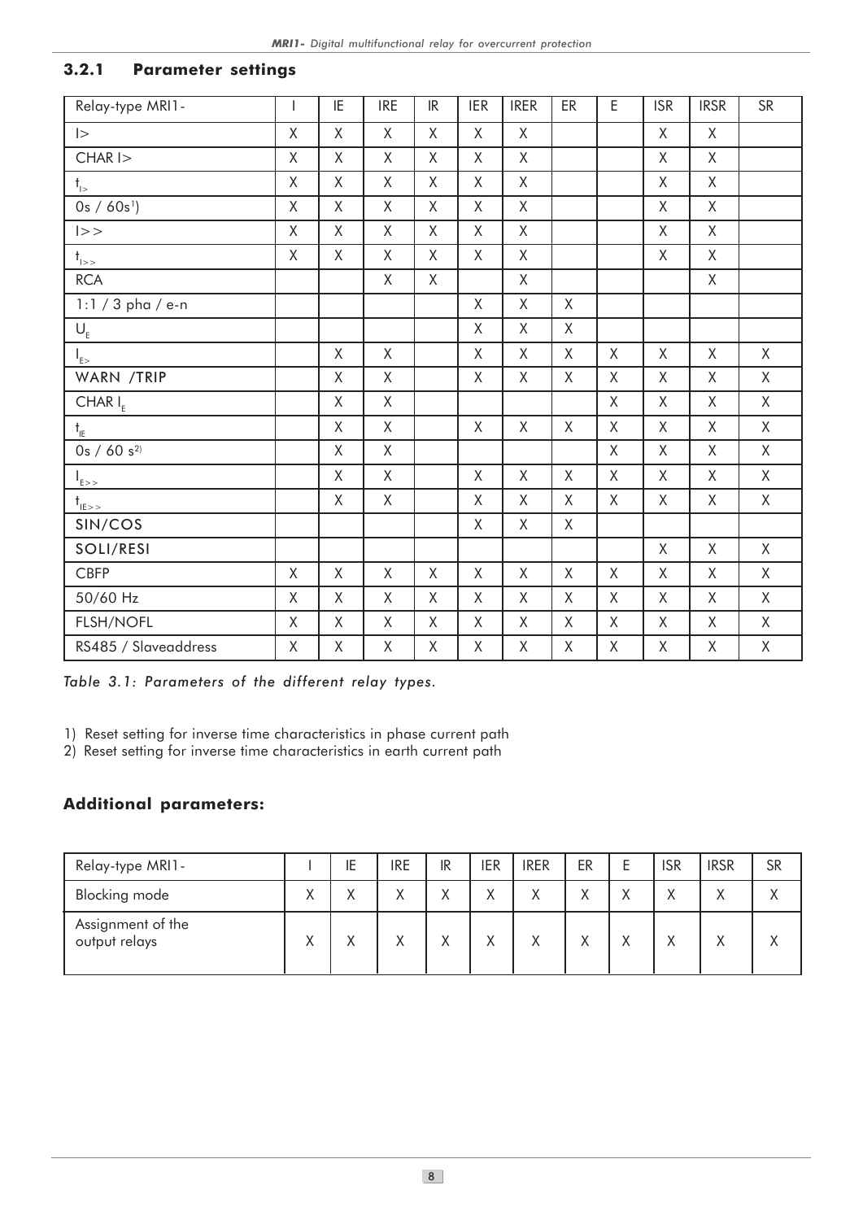### 3.2.1 Parameter settings

| Relay-type MRI1- | I | IE | IRE | IR | IER | IRER | ER | E | ISR | IRSR | SR |
|---|---|---|---|---|---|---|---|---|---|---|---|
| I> | X | X | X | X | X | X | | | X | X | |
| CHAR I> | X | X | X | X | X | X | | | X | X | |
| $t_{I>}$ | X | X | X | X | X | X | | | X | X | |
| 0s / 60s[1]) | X | X | X | X | X | X | | | X | X | |
| I>> | X | X | X | X | X | X | | | X | X | |
| $t_{I>>}$ | X | X | X | X | X | X | | | X | X | |
| RCA | | | X | X | | X | | | | X | |
| 1:1 / 3 pha / e-n | | | | | X | X | X | | | | |
| $U_E$ | | | | | X | X | X | | | | |
| $I_{E>}$ | | X | X | | X | X | X | X | X | X | X |
| WARN /TRIP | | X | X | | X | X | X | X | X | X | X |
| CHAR $I_E$ | | X | X | | | | | X | X | X | X |
| $t_{IE}$ | | X | X | | X | X | X | X | X | X | X |
| 0s / 60 s[2)] | | X | X | | | | | X | X | X | X |
| $I_{E>>}$ | | X | X | | X | X | X | X | X | X | X |
| $t_{IE>>}$ | | X | X | | X | X | X | X | X | X | X |
| SIN/COS | | | | | X | X | X | | | | |
| SOLI/RESI | | | | | | | | | X | X | X |
| CBFP | X | X | X | X | X | X | X | X | X | X | X |
| 50/60 Hz | X | X | X | X | X | X | X | X | X | X | X |
| FLSH/NOFL | X | X | X | X | X | X | X | X | X | X | X |
| RS485 / Slaveaddress | X | X | X | X | X | X | X | X | X | X | X |

*Table 3.1: Parameters of the different relay types.*

1) Reset setting for inverse time characteristics in phase current path
2) Reset setting for inverse time characteristics in earth current path

**Additional parameters:**

| Relay-type MRI1- | I | IE | IRE | IR | IER | IRER | ER | E | ISR | IRSR | SR |
|---|---|---|---|---|---|---|---|---|---|---|---|
| Blocking mode | X | X | X | X | X | X | X | X | X | X | X |
| Assignment of the output relays | X | X | X | X | X | X | X | X | X | X | X |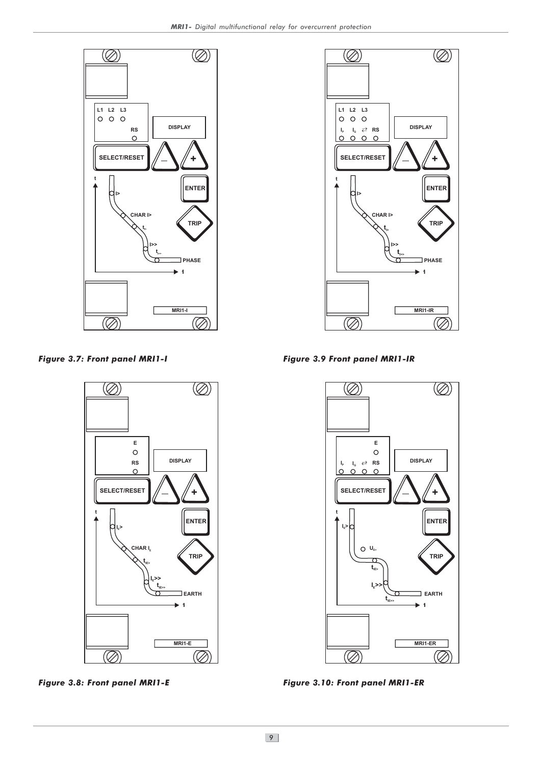Figure 3.7: Front panel MRI1-I

Figure 3.9 Front panel MRI1-IR

Figure 3.8: Front panel MRI1-E

Figure 3.10: Front panel MRI1-ER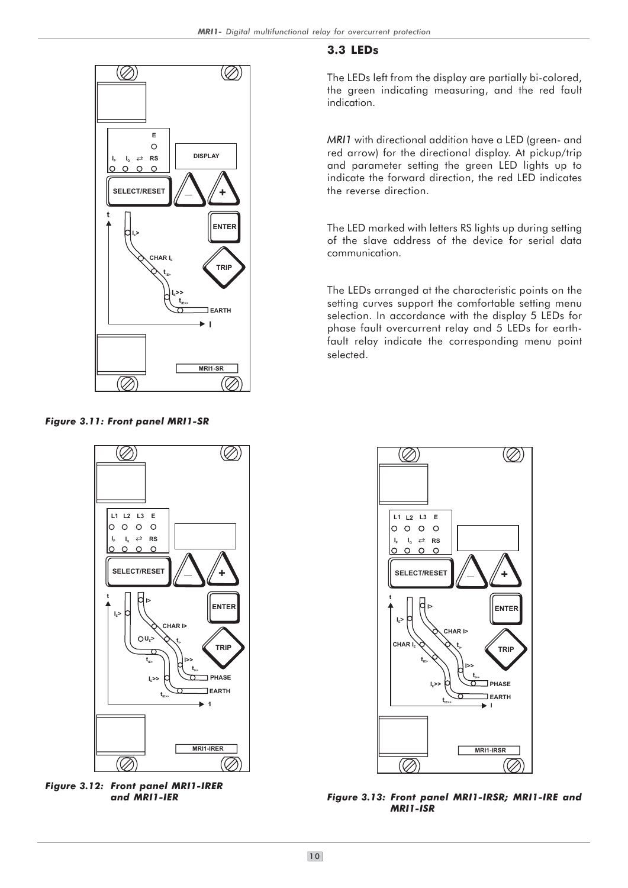### 3.3 LEDs

The LEDs left from the display are partially bi-colored, the green indicating measuring, and the red fault indication.

*MRI1* with directional addition have a LED (green- and red arrow) for the directional display. At pickup/trip and parameter setting the green LED lights up to indicate the forward direction, the red LED indicates the reverse direction.

The LED marked with letters RS lights up during setting of the slave address of the device for serial data communication.

The LEDs arranged at the characteristic points on the setting curves support the comfortable setting menu selection. In accordance with the display 5 LEDs for phase fault overcurrent relay and 5 LEDs for earth-fault relay indicate the corresponding menu point selected.

***Figure 3.11: Front panel MRI1-SR***

***Figure 3.12: Front panel MRI1-IRER and MRI1-IER***

***Figure 3.13: Front panel MRI1-IRSR; MRI1-IRE and MRI1-ISR***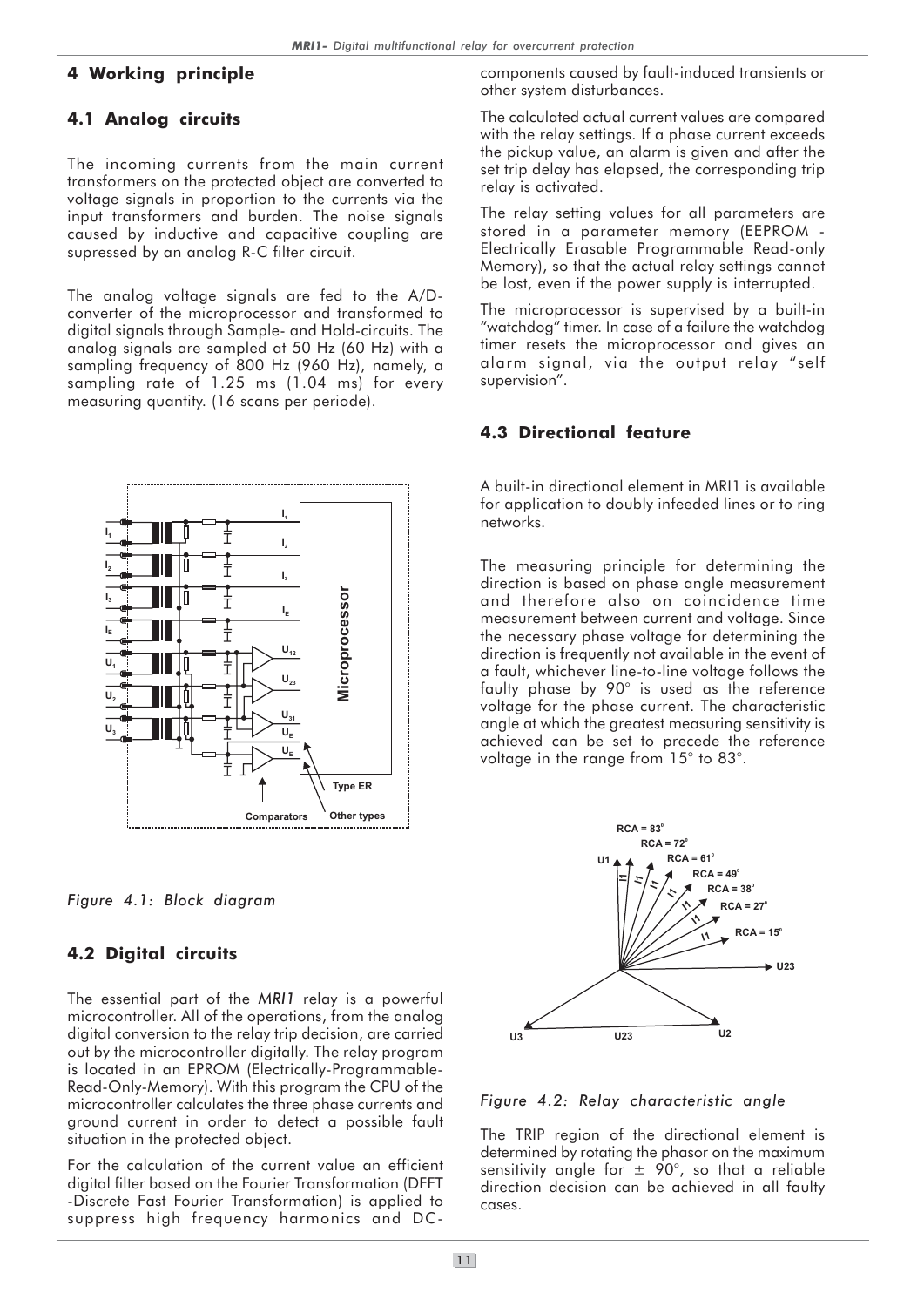# 4 Working principle

## 4.1 Analog circuits

The incoming currents from the main current transformers on the protected object are converted to voltage signals in proportion to the currents via the input transformers and burden. The noise signals caused by inductive and capacitive coupling are supressed by an analog R-C filter circuit.

The analog voltage signals are fed to the A/D-converter of the microprocessor and transformed to digital signals through Sample- and Hold-circuits. The analog signals are sampled at 50 Hz (60 Hz) with a sampling frequency of 800 Hz (960 Hz), namely, a sampling rate of 1.25 ms (1.04 ms) for every measuring quantity. (16 scans per periode).

*Figure 4.1: Block diagram*

## 4.2 Digital circuits

The essential part of the *MRI1* relay is a powerful microcontroller. All of the operations, from the analog digital conversion to the relay trip decision, are carried out by the microcontroller digitally. The relay program is located in an EPROM (Electrically-Programmable-Read-Only-Memory). With this program the CPU of the microcontroller calculates the three phase currents and ground current in order to detect a possible fault situation in the protected object.

For the calculation of the current value an efficient digital filter based on the Fourier Transformation (DFFT -Discrete Fast Fourier Transformation) is applied to suppress high frequency harmonics and DC-components caused by fault-induced transients or other system disturbances.

The calculated actual current values are compared with the relay settings. If a phase current exceeds the pickup value, an alarm is given and after the set trip delay has elapsed, the corresponding trip relay is activated.

The relay setting values for all parameters are stored in a parameter memory (EEPROM - Electrically Erasable Programmable Read-only Memory), so that the actual relay settings cannot be lost, even if the power supply is interrupted.

The microprocessor is supervised by a built-in "watchdog" timer. In case of a failure the watchdog timer resets the microprocessor and gives an alarm signal, via the output relay "self supervision".

## 4.3 Directional feature

A built-in directional element in MRI1 is available for application to doubly infeeded lines or to ring networks.

The measuring principle for determining the direction is based on phase angle measurement and therefore also on coincidence time measurement between current and voltage. Since the necessary phase voltage for determining the direction is frequently not available in the event of a fault, whichever line-to-line voltage follows the faulty phase by 90° is used as the reference voltage for the phase current. The characteristic angle at which the greatest measuring sensitivity is achieved can be set to precede the reference voltage in the range from 15° to 83°.

*Figure 4.2: Relay characteristic angle*

The TRIP region of the directional element is determined by rotating the phasor on the maximum sensitivity angle for ± 90°, so that a reliable direction decision can be achieved in all faulty cases.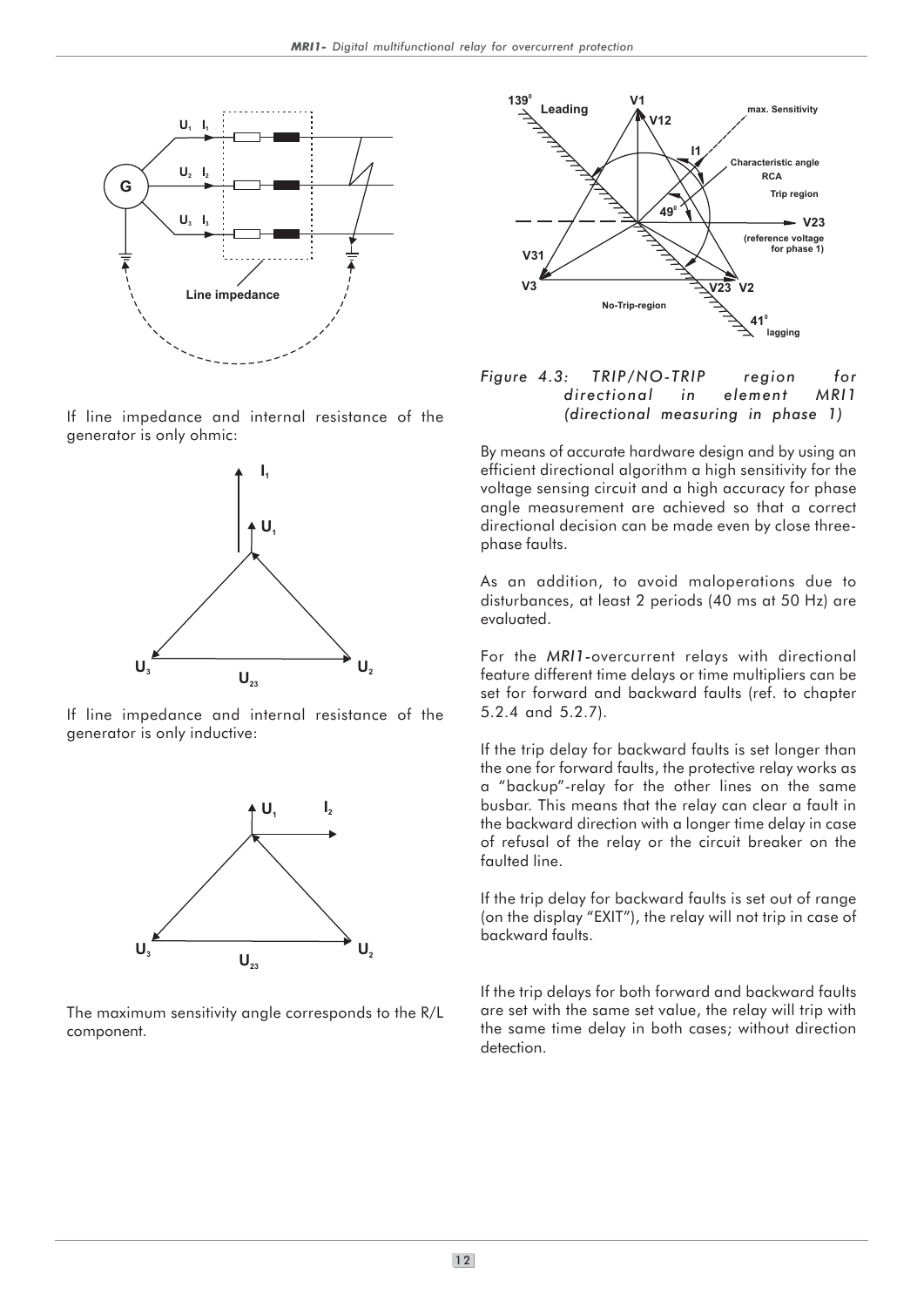If line impedance and internal resistance of the generator is only ohmic:

If line impedance and internal resistance of the generator is only inductive:

The maximum sensitivity angle corresponds to the R/L component.

*Figure 4.3: TRIP/NO-TRIP region for directional in element MRI1 (directional measuring in phase 1)*

By means of accurate hardware design and by using an efficient directional algorithm a high sensitivity for the voltage sensing circuit and a high accuracy for phase angle measurement are achieved so that a correct directional decision can be made even by close three-phase faults.

As an addition, to avoid maloperations due to disturbances, at least 2 periods (40 ms at 50 Hz) are evaluated.

For the *MRI1*-overcurrent relays with directional feature different time delays or time multipliers can be set for forward and backward faults (ref. to chapter 5.2.4 and 5.2.7).

If the trip delay for backward faults is set longer than the one for forward faults, the protective relay works as a "backup"-relay for the other lines on the same busbar. This means that the relay can clear a fault in the backward direction with a longer time delay in case of refusal of the relay or the circuit breaker on the faulted line.

If the trip delay for backward faults is set out of range (on the display "EXIT"), the relay will not trip in case of backward faults.

If the trip delays for both forward and backward faults are set with the same set value, the relay will trip with the same time delay in both cases; without direction detection.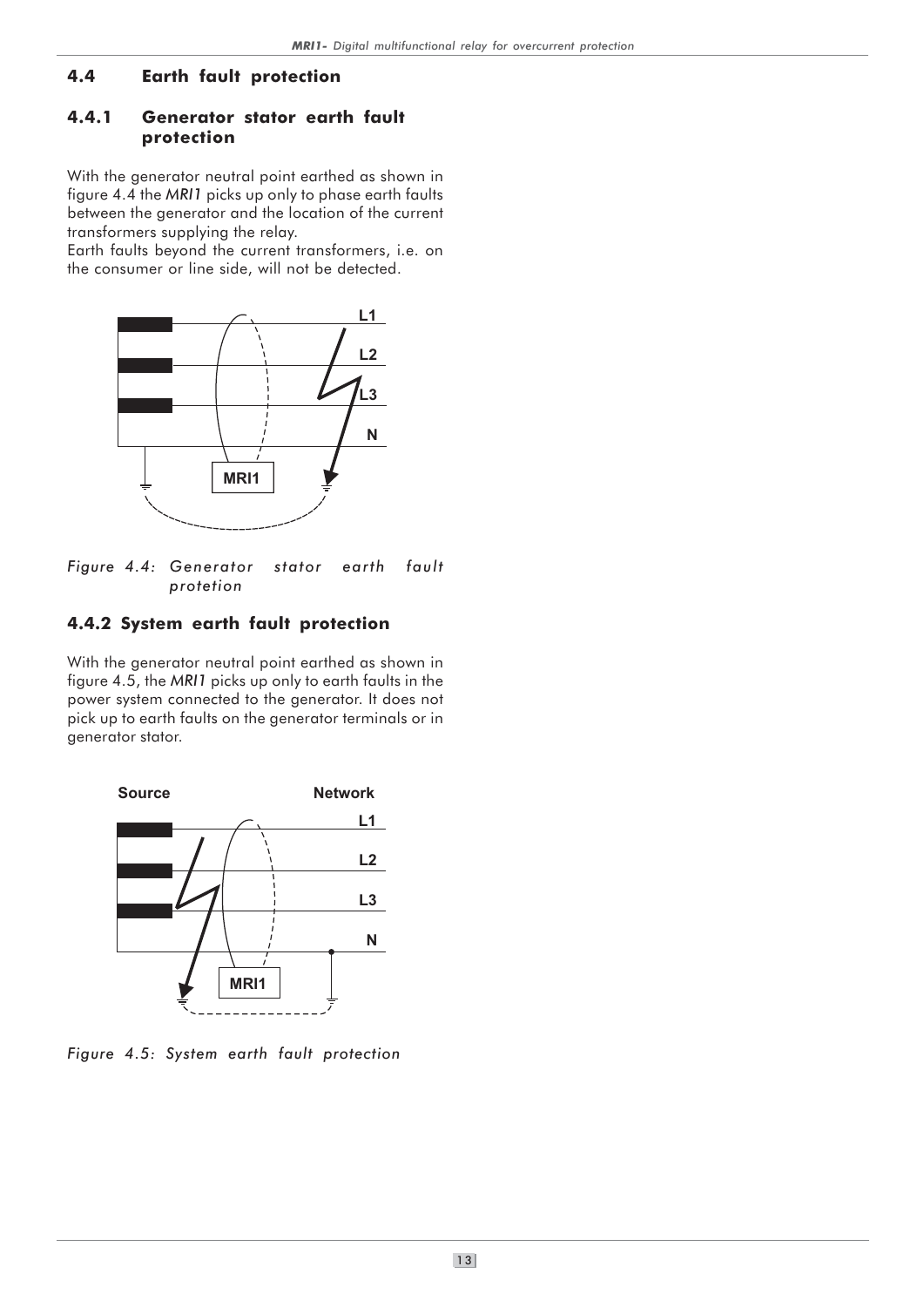## 4.4 Earth fault protection

### 4.4.1 Generator stator earth fault protection

With the generator neutral point earthed as shown in figure 4.4 the *MRI1* picks up only to phase earth faults between the generator and the location of the current transformers supplying the relay.
Earth faults beyond the current transformers, i.e. on the consumer or line side, will not be detected.

*Figure 4.4: Generator stator earth fault protetion*

### 4.4.2 System earth fault protection

With the generator neutral point earthed as shown in figure 4.5, the *MRI1* picks up only to earth faults in the power system connected to the generator. It does not pick up to earth faults on the generator terminals or in generator stator.

*Figure 4.5: System earth fault protection*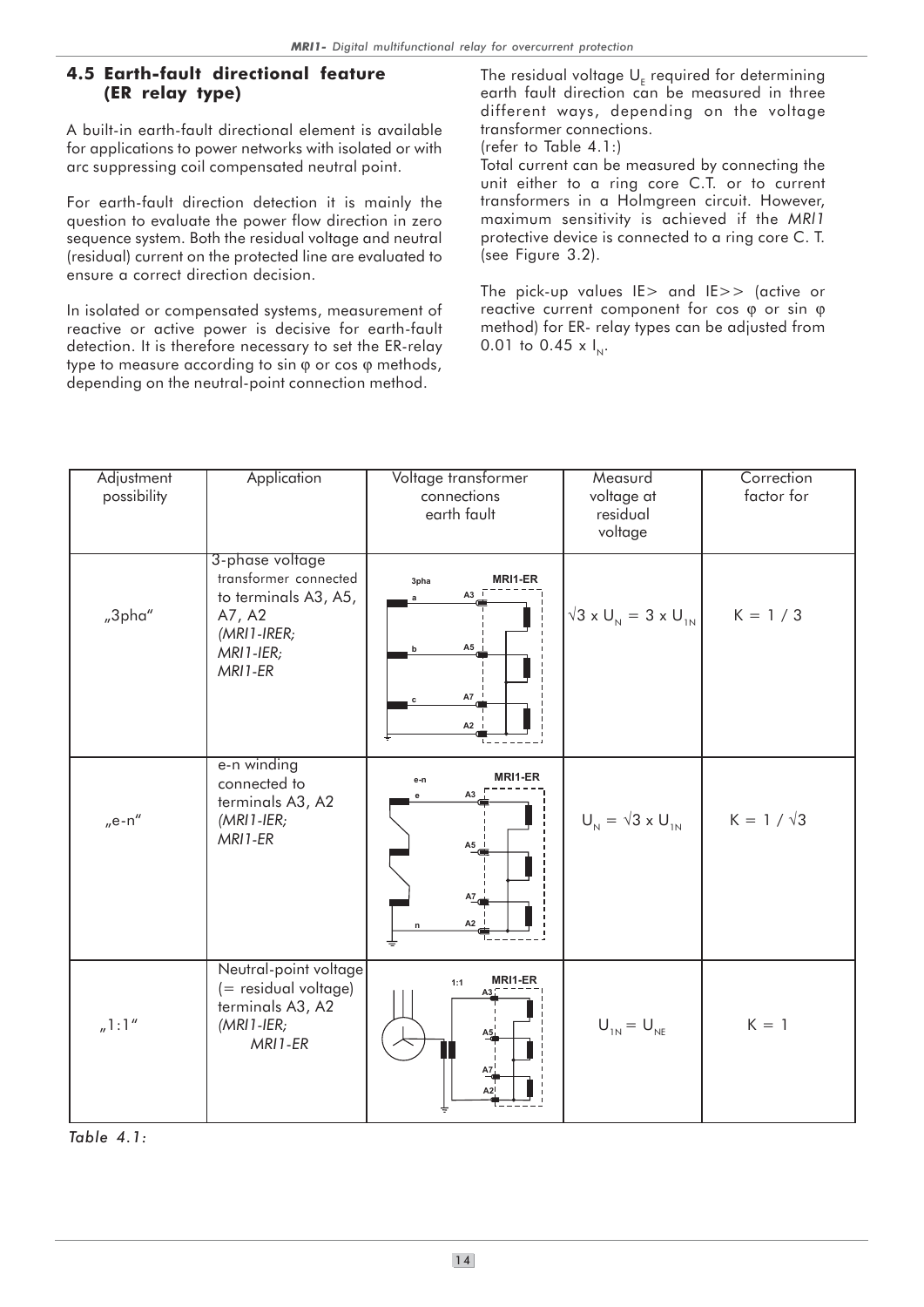## 4.5 Earth-fault directional feature (ER relay type)

A built-in earth-fault directional element is available for applications to power networks with isolated or with arc suppressing coil compensated neutral point.

For earth-fault direction detection it is mainly the question to evaluate the power flow direction in zero sequence system. Both the residual voltage and neutral (residual) current on the protected line are evaluated to ensure a correct direction decision.

In isolated or compensated systems, measurement of reactive or active power is decisive for earth-fault detection. It is therefore necessary to set the ER-relay type to measure according to sin φ or cos φ methods, depending on the neutral-point connection method.

The residual voltage $U_E$ required for determining earth fault direction can be measured in three different ways, depending on the voltage transformer connections.
(refer to Table 4.1:)
Total current can be measured by connecting the unit either to a ring core C.T. or to current transformers in a Holmgreen circuit. However, maximum sensitivity is achieved if the *MRI1* protective device is connected to a ring core C. T. (see Figure 3.2).

The pick-up values IE> and IE>> (active or reactive current component for cos φ or sin φ method) for ER- relay types can be adjusted from 0.01 to 0.45 x $I_N$.

| Adjustment possibility | Application | Voltage transformer connections earth fault | Measurd voltage at residual voltage | Correction factor for |
|---|---|---|---|---|
| „3pha" | 3-phase voltage transformer connected to terminals A3, A5, A7, A2 *(MRI1-IRER; MRI1-IER; MRI1-ER* | 3pha; MRI1-ER; a, b, c; A3, A5, A7, A2 | $\sqrt{3} \times U_N = 3 \times U_{1N}$ | $K = 1 / 3$ |
| „e-n" | e-n winding connected to terminals A3, A2 *(MRI1-IER; MRI1-ER* | e-n; MRI1-ER; e, n; A3, A5, A7, A2 | $U_N = \sqrt{3} \times U_{1N}$ | $K = 1 / \sqrt{3}$ |
| „1:1" | Neutral-point voltage (= residual voltage) terminals A3, A2 *(MRI1-IER; MRI1-ER* | 1:1; MRI1-ER; A3, A5, A7, A2 | $U_{1N} = U_{NE}$ | $K = 1$ |

*Table 4.1:*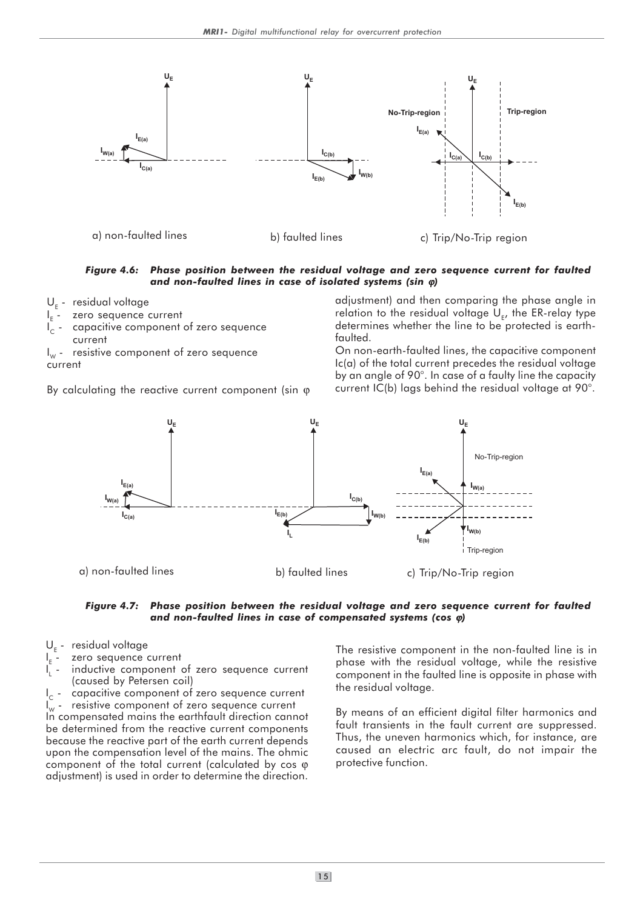*Figure 4.6: Phase position between the residual voltage and zero sequence current for faulted and non-faulted lines in case of isolated systems (sin φ)*

a) non-faulted lines    b) faulted lines    c) Trip/No-Trip region

$U_E$ - residual voltage
$I_E$ - zero sequence current
$I_C$ - capacitive component of zero sequence current
$I_W$ - resistive component of zero sequence current

By calculating the reactive current component (sin φ adjustment) and then comparing the phase angle in relation to the residual voltage $U_E$, the ER-relay type determines whether the line to be protected is earth-faulted.

On non-earth-faulted lines, the capacitive component Ic(a) of the total current precedes the residual voltage by an angle of 90°. In case of a faulty line the capacity current IC(b) lags behind the residual voltage at 90°.

*Figure 4.7: Phase position between the residual voltage and zero sequence current for faulted and non-faulted lines in case of compensated systems (cos φ)*

a) non-faulted lines    b) faulted lines    c) Trip/No-Trip region

$U_E$ - residual voltage
$I_E$ - zero sequence current
$I_L$ - inductive component of zero sequence current (caused by Petersen coil)
$I_C$ - capacitive component of zero sequence current
$I_W$ - resistive component of zero sequence current

In compensated mains the earthfault direction cannot be determined from the reactive current components because the reactive part of the earth current depends upon the compensation level of the mains. The ohmic component of the total current (calculated by cos φ adjustment) is used in order to determine the direction.

The resistive component in the non-faulted line is in phase with the residual voltage, while the resistive component in the faulted line is opposite in phase with the residual voltage.

By means of an efficient digital filter harmonics and fault transients in the fault current are suppressed. Thus, the uneven harmonics which, for instance, are caused an electric arc fault, do not impair the protective function.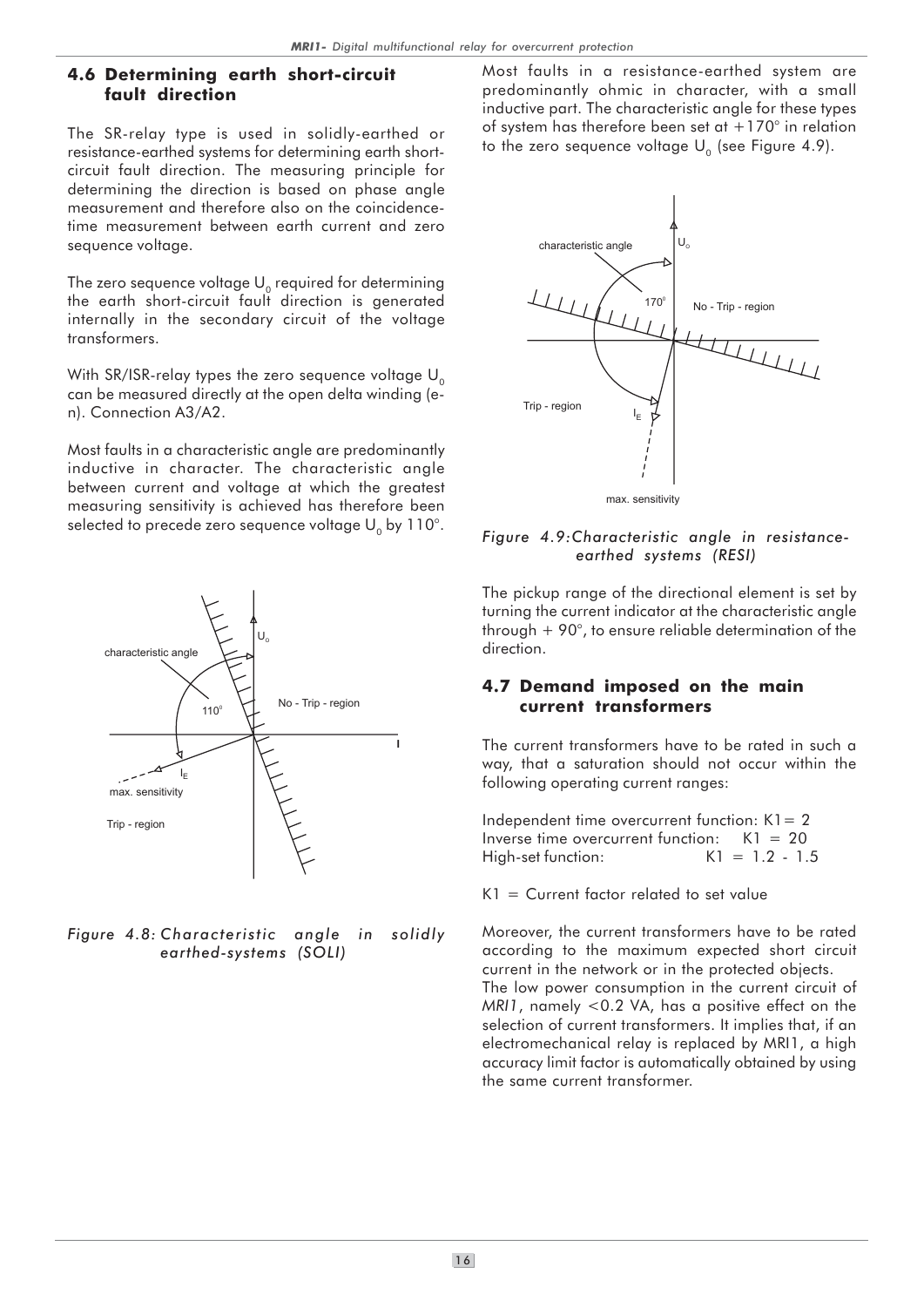## 4.6 Determining earth short-circuit fault direction

The SR-relay type is used in solidly-earthed or resistance-earthed systems for determining earth short-circuit fault direction. The measuring principle for determining the direction is based on phase angle measurement and therefore also on the coincidence-time measurement between earth current and zero sequence voltage.

The zero sequence voltage $U_0$ required for determining the earth short-circuit fault direction is generated internally in the secondary circuit of the voltage transformers.

With SR/ISR-relay types the zero sequence voltage $U_0$ can be measured directly at the open delta winding (e-n). Connection A3/A2.

Most faults in a characteristic angle are predominantly inductive in character. The characteristic angle between current and voltage at which the greatest measuring sensitivity is achieved has therefore been selected to precede zero sequence voltage $U_0$ by 110°.

*Figure 4.8: Characteristic angle in solidly earthed-systems (SOLI)*

Most faults in a resistance-earthed system are predominantly ohmic in character, with a small inductive part. The characteristic angle for these types of system has therefore been set at +170° in relation to the zero sequence voltage $U_0$ (see Figure 4.9).

*Figure 4.9: Characteristic angle in resistance-earthed systems (RESI)*

The pickup range of the directional element is set by turning the current indicator at the characteristic angle through + 90°, to ensure reliable determination of the direction.

## 4.7 Demand imposed on the main current transformers

The current transformers have to be rated in such a way, that a saturation should not occur within the following operating current ranges:

Independent time overcurrent function: K1 = 2
Inverse time overcurrent function: K1 = 20
High-set function: K1 = 1.2 - 1.5

K1 = Current factor related to set value

Moreover, the current transformers have to be rated according to the maximum expected short circuit current in the network or in the protected objects.
The low power consumption in the current circuit of *MRI1*, namely <0.2 VA, has a positive effect on the selection of current transformers. It implies that, if an electromechanical relay is replaced by MRI1, a high accuracy limit factor is automatically obtained by using the same current transformer.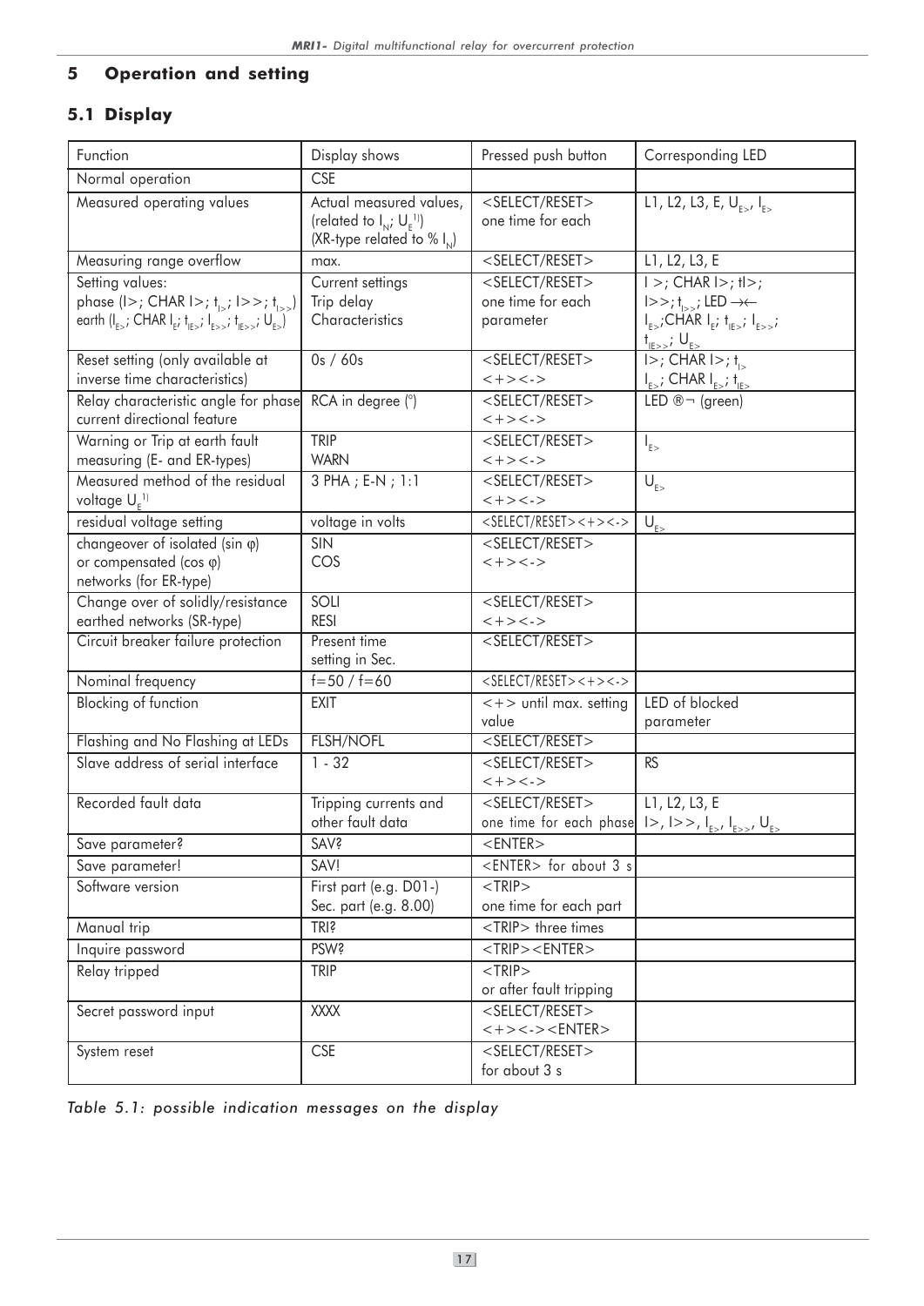# 5 Operation and setting

## 5.1 Display

| Function | Display shows | Pressed push button | Corresponding LED |
|---|---|---|---|
| Normal operation | CSE | | |
| Measured operating values | Actual measured values, (related to $I_N$; $U_E$[1]) (XR-type related to % $I_N$) | <SELECT/RESET> one time for each | L1, L2, L3, E, $U_{E>}$, $I_{E>}$ |
| Measuring range overflow | max. | <SELECT/RESET> | L1, L2, L3, E |
| Setting values: phase (I>; CHAR I>; $t_{I>}$; I>>; $t_{I>>}$) earth ($I_{E>}$; CHAR $I_E$; $t_{IE>}$; $I_{E>>}$; $t_{IE>>}$; $U_{E>}$) | Current settings Trip delay Characteristics | <SELECT/RESET> one time for each parameter | I >; CHAR I>; tI>; I>>; $t_{I>>}$; LED →← $I_{E>}$;CHAR $I_E$; $t_{IE>}$; $I_{E>>}$; $t_{IE>>}$; $U_{E>}$ |
| Reset setting (only available at inverse time characteristics) | 0s / 60s | <SELECT/RESET> <+><-> | I>; CHAR I>; $t_{I>}$ $I_{E>}$; CHAR $I_{E>}$; $t_{IE>}$ |
| Relay characteristic angle for phase current directional feature | RCA in degree (°) | <SELECT/RESET> <+><-> | LED ®¬ (green) |
| Warning or Trip at earth fault measuring (E- and ER-types) | TRIP WARN | <SELECT/RESET> <+><-> | $I_{E>}$ |
| Measured method of the residual voltage $U_E$[1] | 3 PHA ; E-N ; 1:1 | <SELECT/RESET> <+><-> | $U_{E>}$ |
| residual voltage setting | voltage in volts | <SELECT/RESET><+><-> | $U_{E>}$ |
| changeover of isolated (sin φ) or compensated (cos φ) networks (for ER-type) | SIN COS | <SELECT/RESET> <+><-> | |
| Change over of solidly/resistance earthed networks (SR-type) | SOLI RESI | <SELECT/RESET> <+><-> | |
| Circuit breaker failure protection | Present time setting in Sec. | <SELECT/RESET> | |
| Nominal frequency | f=50 / f=60 | <SELECT/RESET><+><-> | |
| Blocking of function | EXIT | <+> until max. setting value | LED of blocked parameter |
| Flashing and No Flashing at LEDs | FLSH/NOFL | <SELECT/RESET> | |
| Slave address of serial interface | 1 - 32 | <SELECT/RESET> <+><-> | RS |
| Recorded fault data | Tripping currents and other fault data | <SELECT/RESET> one time for each phase | L1, L2, L3, E I>, I>>, $I_{E>}$, $I_{E>>}$, $U_{E>}$ |
| Save parameter? | SAV? | <ENTER> | |
| Save parameter! | SAV! | <ENTER> for about 3 s | |
| Software version | First part (e.g. D01-) Sec. part (e.g. 8.00) | <TRIP> one time for each part | |
| Manual trip | TRI? | <TRIP> three times | |
| Inquire password | PSW? | <TRIP><ENTER> | |
| Relay tripped | TRIP | <TRIP> or after fault tripping | |
| Secret password input | XXXX | <SELECT/RESET> <+><-><ENTER> | |
| System reset | CSE | <SELECT/RESET> for about 3 s | |

*Table 5.1: possible indication messages on the display*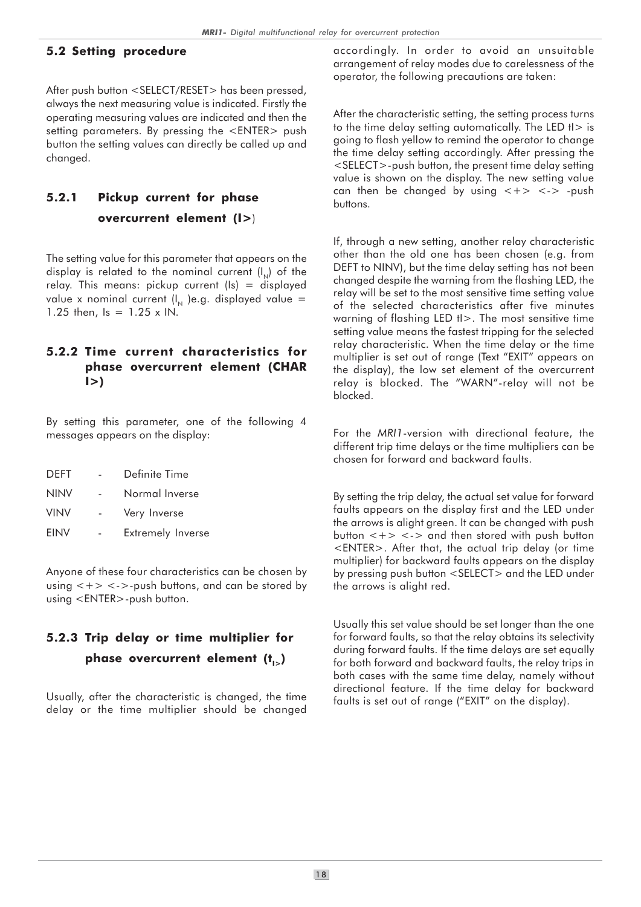## 5.2 Setting procedure

After push button <SELECT/RESET> has been pressed, always the next measuring value is indicated. Firstly the operating measuring values are indicated and then the setting parameters. By pressing the <ENTER> push button the setting values can directly be called up and changed.

### 5.2.1 Pickup current for phase overcurrent element (I>)

The setting value for this parameter that appears on the display is related to the nominal current ($I_N$) of the relay. This means: pickup current (Is) = displayed value x nominal current ($I_N$ )e.g. displayed value = 1.25 then, Is = 1.25 x IN.

### 5.2.2 Time current characteristics for phase overcurrent element (CHAR I>)

By setting this parameter, one of the following 4 messages appears on the display:

| | | |
|---|---|---|
| DEFT | - | Definite Time |
| NINV | - | Normal Inverse |
| VINV | - | Very Inverse |
| EINV | - | Extremely Inverse |

Anyone of these four characteristics can be chosen by using <+> <->-push buttons, and can be stored by using <ENTER>-push button.

### 5.2.3 Trip delay or time multiplier for phase overcurrent element ($t_{I>}$)

Usually, after the characteristic is changed, the time delay or the time multiplier should be changed accordingly. In order to avoid an unsuitable arrangement of relay modes due to carelessness of the operator, the following precautions are taken:

After the characteristic setting, the setting process turns to the time delay setting automatically. The LED tI> is going to flash yellow to remind the operator to change the time delay setting accordingly. After pressing the <SELECT>-push button, the present time delay setting value is shown on the display. The new setting value can then be changed by using <+> <-> -push buttons.

If, through a new setting, another relay characteristic other than the old one has been chosen (e.g. from DEFT to NINV), but the time delay setting has not been changed despite the warning from the flashing LED, the relay will be set to the most sensitive time setting value of the selected characteristics after five minutes warning of flashing LED tI>. The most sensitive time setting value means the fastest tripping for the selected relay characteristic. When the time delay or the time multiplier is set out of range (Text "EXIT" appears on the display), the low set element of the overcurrent relay is blocked. The "WARN"-relay will not be blocked.

For the *MRI1*-version with directional feature, the different trip time delays or the time multipliers can be chosen for forward and backward faults.

By setting the trip delay, the actual set value for forward faults appears on the display first and the LED under the arrows is alight green. It can be changed with push button <+> <-> and then stored with push button <ENTER>. After that, the actual trip delay (or time multiplier) for backward faults appears on the display by pressing push button <SELECT> and the LED under the arrows is alight red.

Usually this set value should be set longer than the one for forward faults, so that the relay obtains its selectivity during forward faults. If the time delays are set equally for both forward and backward faults, the relay trips in both cases with the same time delay, namely without directional feature. If the time delay for backward faults is set out of range ("EXIT" on the display).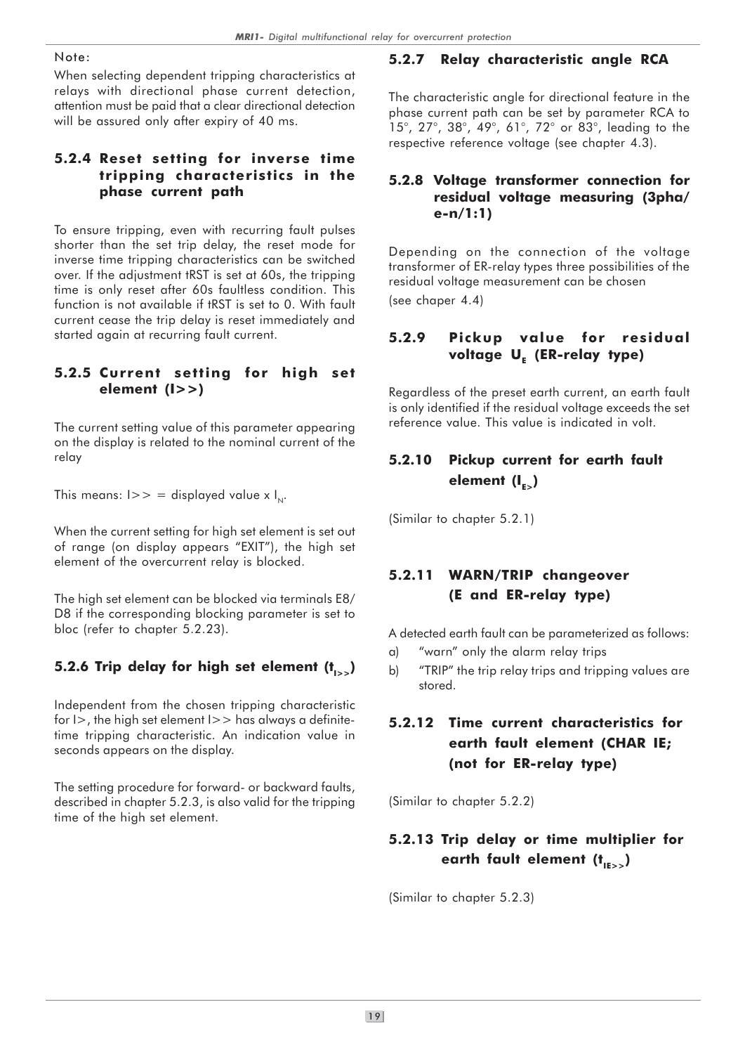Note:

When selecting dependent tripping characteristics at relays with directional phase current detection, attention must be paid that a clear directional detection will be assured only after expiry of 40 ms.

### 5.2.4 Reset setting for inverse time tripping characteristics in the phase current path

To ensure tripping, even with recurring fault pulses shorter than the set trip delay, the reset mode for inverse time tripping characteristics can be switched over. If the adjustment tRST is set at 60s, the tripping time is only reset after 60s faultless condition. This function is not available if tRST is set to 0. With fault current cease the trip delay is reset immediately and started again at recurring fault current.

### 5.2.5 Current setting for high set element (I>>)

The current setting value of this parameter appearing on the display is related to the nominal current of the relay

This means: I>> = displayed value x $I_N$.

When the current setting for high set element is set out of range (on display appears "EXIT"), the high set element of the overcurrent relay is blocked.

The high set element can be blocked via terminals E8/D8 if the corresponding blocking parameter is set to bloc (refer to chapter 5.2.23).

### 5.2.6 Trip delay for high set element ($t_{I>>}$)

Independent from the chosen tripping characteristic for I>, the high set element I>> has always a definite-time tripping characteristic. An indication value in seconds appears on the display.

The setting procedure for forward- or backward faults, described in chapter 5.2.3, is also valid for the tripping time of the high set element.

### 5.2.7 Relay characteristic angle RCA

The characteristic angle for directional feature in the phase current path can be set by parameter RCA to 15°, 27°, 38°, 49°, 61°, 72° or 83°, leading to the respective reference voltage (see chapter 4.3).

### 5.2.8 Voltage transformer connection for residual voltage measuring (3pha/e-n/1:1)

Depending on the connection of the voltage transformer of ER-relay types three possibilities of the residual voltage measurement can be chosen

(see chaper 4.4)

### 5.2.9 Pickup value for residual voltage $U_E$ (ER-relay type)

Regardless of the preset earth current, an earth fault is only identified if the residual voltage exceeds the set reference value. This value is indicated in volt.

### 5.2.10 Pickup current for earth fault element ($I_{E>}$)

(Similar to chapter 5.2.1)

### 5.2.11 WARN/TRIP changeover (E and ER-relay type)

A detected earth fault can be parameterized as follows:

a) "warn" only the alarm relay trips
b) "TRIP" the trip relay trips and tripping values are stored.

### 5.2.12 Time current characteristics for earth fault element (CHAR IE; (not for ER-relay type)

(Similar to chapter 5.2.2)

### 5.2.13 Trip delay or time multiplier for earth fault element ($t_{IE>>}$)

(Similar to chapter 5.2.3)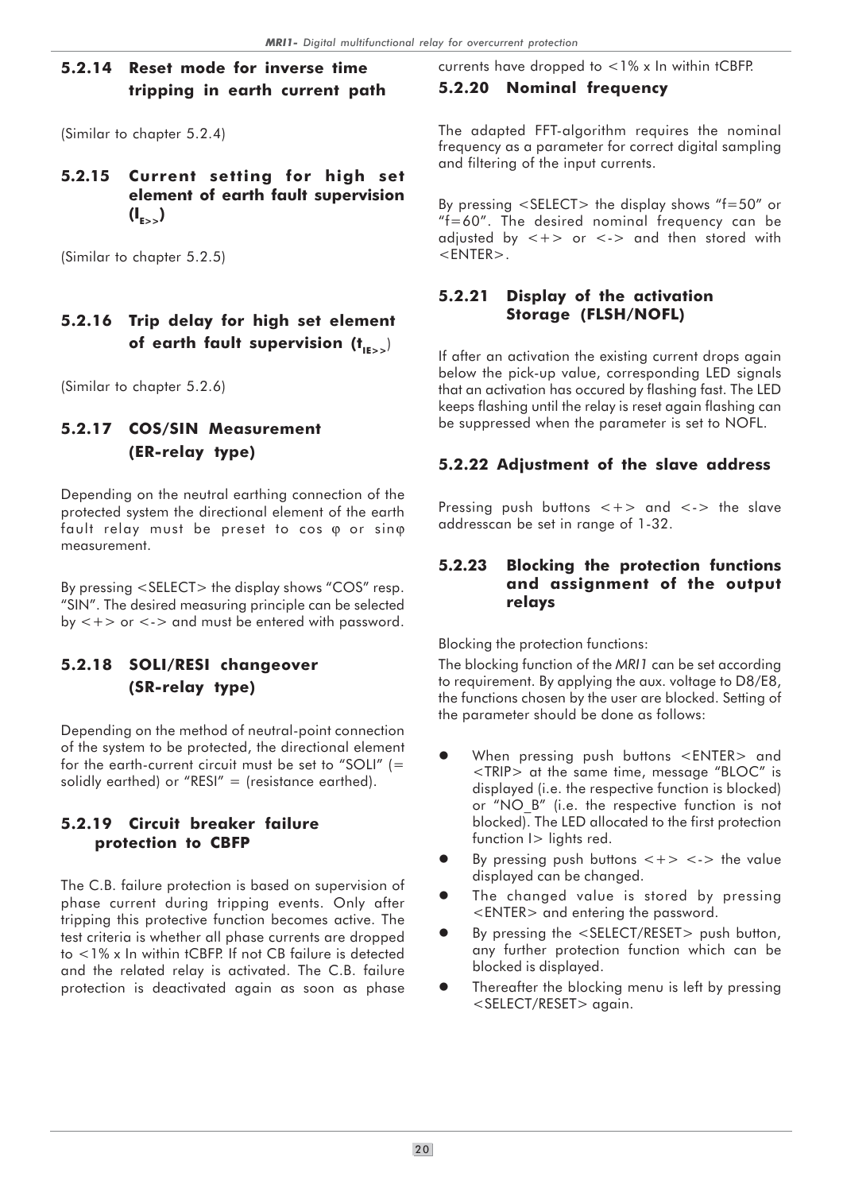### 5.2.14 Reset mode for inverse time tripping in earth current path

(Similar to chapter 5.2.4)

### 5.2.15 Current setting for high set element of earth fault supervision ($I_{E>>}$)

(Similar to chapter 5.2.5)

### 5.2.16 Trip delay for high set element of earth fault supervision ($t_{IE>>}$)

(Similar to chapter 5.2.6)

### 5.2.17 COS/SIN Measurement (ER-relay type)

Depending on the neutral earthing connection of the protected system the directional element of the earth fault relay must be preset to cos φ or sinφ measurement.

By pressing <SELECT> the display shows "COS" resp. "SIN". The desired measuring principle can be selected by <+> or <-> and must be entered with password.

### 5.2.18 SOLI/RESI changeover (SR-relay type)

Depending on the method of neutral-point connection of the system to be protected, the directional element for the earth-current circuit must be set to "SOLI" (= solidly earthed) or "RESI" = (resistance earthed).

### 5.2.19 Circuit breaker failure protection to CBFP

The C.B. failure protection is based on supervision of phase current during tripping events. Only after tripping this protective function becomes active. The test criteria is whether all phase currents are dropped to <1% x In within tCBFP. If not CB failure is detected and the related relay is activated. The C.B. failure protection is deactivated again as soon as phase currents have dropped to <1% x In within tCBFP.

### 5.2.20 Nominal frequency

The adapted FFT-algorithm requires the nominal frequency as a parameter for correct digital sampling and filtering of the input currents.

By pressing <SELECT> the display shows "f=50" or "f=60". The desired nominal frequency can be adjusted by <+> or <-> and then stored with <ENTER>.

### 5.2.21 Display of the activation Storage (FLSH/NOFL)

If after an activation the existing current drops again below the pick-up value, corresponding LED signals that an activation has occured by flashing fast. The LED keeps flashing until the relay is reset again flashing can be suppressed when the parameter is set to NOFL.

### 5.2.22 Adjustment of the slave address

Pressing push buttons <+> and <-> the slave addresscan be set in range of 1-32.

### 5.2.23 Blocking the protection functions and assignment of the output relays

Blocking the protection functions:

The blocking function of the *MRI1* can be set according to requirement. By applying the aux. voltage to D8/E8, the functions chosen by the user are blocked. Setting of the parameter should be done as follows:

- When pressing push buttons <ENTER> and <TRIP> at the same time, message "BLOC" is displayed (i.e. the respective function is blocked) or "NO_B" (i.e. the respective function is not blocked). The LED allocated to the first protection function I> lights red.
- By pressing push buttons <+> <-> the value displayed can be changed.
- The changed value is stored by pressing <ENTER> and entering the password.
- By pressing the <SELECT/RESET> push button, any further protection function which can be blocked is displayed.
- Thereafter the blocking menu is left by pressing <SELECT/RESET> again.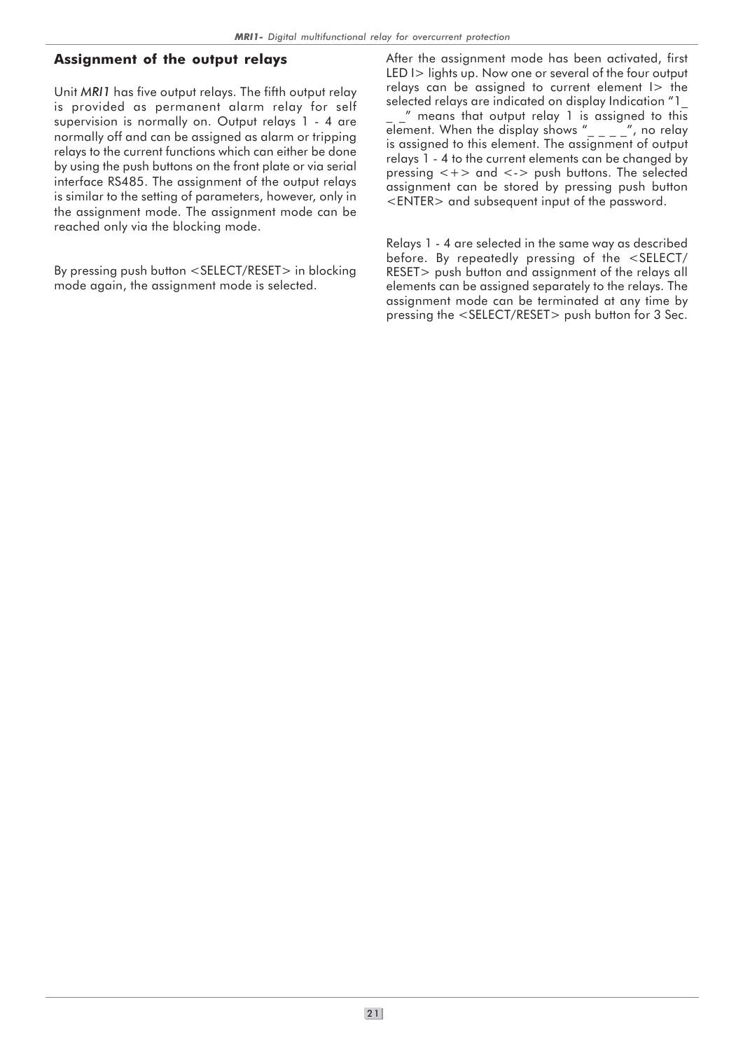## Assignment of the output relays

Unit *MRI1* has five output relays. The fifth output relay is provided as permanent alarm relay for self supervision is normally on. Output relays 1 - 4 are normally off and can be assigned as alarm or tripping relays to the current functions which can either be done by using the push buttons on the front plate or via serial interface RS485. The assignment of the output relays is similar to the setting of parameters, however, only in the assignment mode. The assignment mode can be reached only via the blocking mode.

By pressing push button <SELECT/RESET> in blocking mode again, the assignment mode is selected.

After the assignment mode has been activated, first LED I> lights up. Now one or several of the four output relays can be assigned to current element I> the selected relays are indicated on display Indication "1_ _ _" means that output relay 1 is assigned to this element. When the display shows "_ _ _ _", no relay is assigned to this element. The assignment of output relays 1 - 4 to the current elements can be changed by pressing <+> and <-> push buttons. The selected assignment can be stored by pressing push button <ENTER> and subsequent input of the password.

Relays 1 - 4 are selected in the same way as described before. By repeatedly pressing of the <SELECT/RESET> push button and assignment of the relays all elements can be assigned separately to the relays. The assignment mode can be terminated at any time by pressing the <SELECT/RESET> push button for 3 Sec.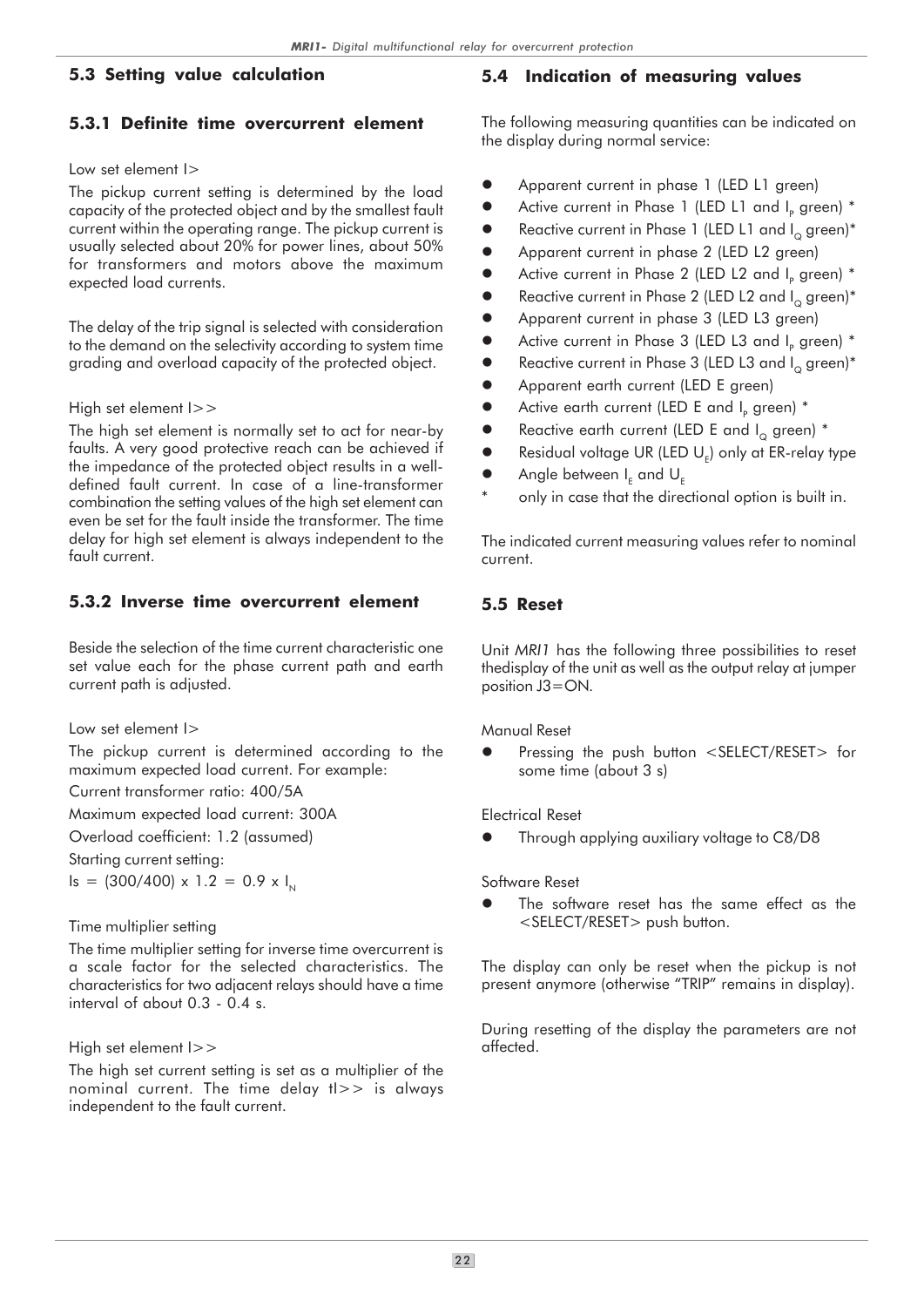## 5.3 Setting value calculation

### 5.3.1 Definite time overcurrent element

Low set element I>

The pickup current setting is determined by the load capacity of the protected object and by the smallest fault current within the operating range. The pickup current is usually selected about 20% for power lines, about 50% for transformers and motors above the maximum expected load currents.

The delay of the trip signal is selected with consideration to the demand on the selectivity according to system time grading and overload capacity of the protected object.

High set element I>>

The high set element is normally set to act for near-by faults. A very good protective reach can be achieved if the impedance of the protected object results in a well-defined fault current. In case of a line-transformer combination the setting values of the high set element can even be set for the fault inside the transformer. The time delay for high set element is always independent to the fault current.

### 5.3.2 Inverse time overcurrent element

Beside the selection of the time current characteristic one set value each for the phase current path and earth current path is adjusted.

Low set element I>

The pickup current is determined according to the maximum expected load current. For example:

Current transformer ratio: 400/5A

Maximum expected load current: 300A

Overload coefficient: 1.2 (assumed)

Starting current setting:

$I_s = (300/400) \times 1.2 = 0.9 \times I_N$

Time multiplier setting

The time multiplier setting for inverse time overcurrent is a scale factor for the selected characteristics. The characteristics for two adjacent relays should have a time interval of about 0.3 - 0.4 s.

High set element I>>

The high set current setting is set as a multiplier of the nominal current. The time delay tI>> is always independent to the fault current.

## 5.4 Indication of measuring values

The following measuring quantities can be indicated on the display during normal service:

- Apparent current in phase 1 (LED L1 green)
- Active current in Phase 1 (LED L1 and $I_P$ green) *
- Reactive current in Phase 1 (LED L1 and $I_Q$ green)*
- Apparent current in phase 2 (LED L2 green)
- Active current in Phase 2 (LED L2 and $I_P$ green) *
- Reactive current in Phase 2 (LED L2 and $I_Q$ green)*
- Apparent current in phase 3 (LED L3 green)
- Active current in Phase 3 (LED L3 and $I_P$ green) *
- Reactive current in Phase 3 (LED L3 and $I_Q$ green)*
- Apparent earth current (LED E green)
- Active earth current (LED E and $I_P$ green) *
- Reactive earth current (LED E and $I_Q$ green) *
- Residual voltage UR (LED $U_E$) only at ER-relay type
- Angle between $I_E$ and $U_E$

\* only in case that the directional option is built in.

The indicated current measuring values refer to nominal current.

## 5.5 Reset

Unit *MRI1* has the following three possibilities to reset thedisplay of the unit as well as the output relay at jumper position J3=ON.

Manual Reset

- Pressing the push button <SELECT/RESET> for some time (about 3 s)

Electrical Reset

- Through applying auxiliary voltage to C8/D8

Software Reset

- The software reset has the same effect as the <SELECT/RESET> push button.

The display can only be reset when the pickup is not present anymore (otherwise "TRIP" remains in display).

During resetting of the display the parameters are not affected.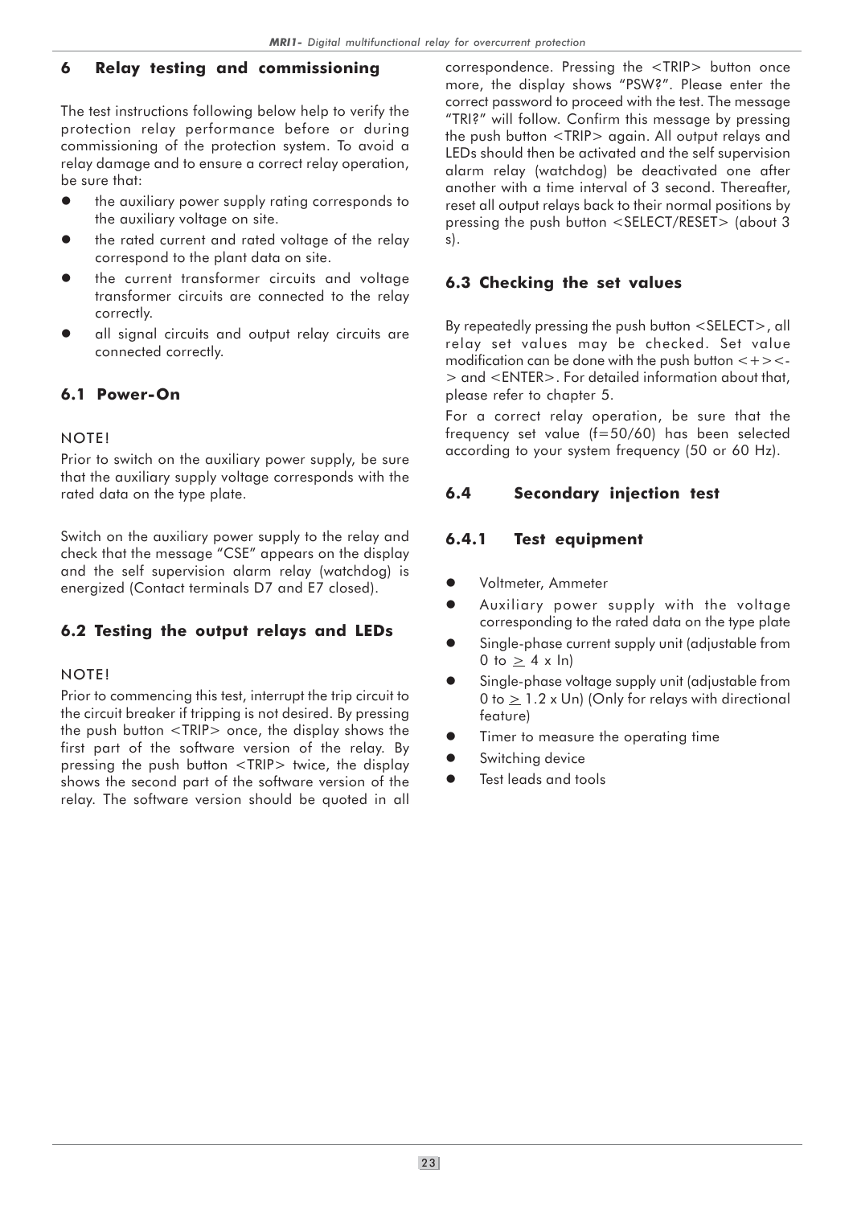# 6 Relay testing and commissioning

The test instructions following below help to verify the protection relay performance before or during commissioning of the protection system. To avoid a relay damage and to ensure a correct relay operation, be sure that:

- the auxiliary power supply rating corresponds to the auxiliary voltage on site.
- the rated current and rated voltage of the relay correspond to the plant data on site.
- the current transformer circuits and voltage transformer circuits are connected to the relay correctly.
- all signal circuits and output relay circuits are connected correctly.

## 6.1 Power-On

NOTE!

Prior to switch on the auxiliary power supply, be sure that the auxiliary supply voltage corresponds with the rated data on the type plate.

Switch on the auxiliary power supply to the relay and check that the message "CSE" appears on the display and the self supervision alarm relay (watchdog) is energized (Contact terminals D7 and E7 closed).

## 6.2 Testing the output relays and LEDs

NOTE!

Prior to commencing this test, interrupt the trip circuit to the circuit breaker if tripping is not desired. By pressing the push button <TRIP> once, the display shows the first part of the software version of the relay. By pressing the push button <TRIP> twice, the display shows the second part of the software version of the relay. The software version should be quoted in all correspondence. Pressing the <TRIP> button once more, the display shows "PSW?". Please enter the correct password to proceed with the test. The message "TRI?" will follow. Confirm this message by pressing the push button <TRIP> again. All output relays and LEDs should then be activated and the self supervision alarm relay (watchdog) be deactivated one after another with a time interval of 3 second. Thereafter, reset all output relays back to their normal positions by pressing the push button <SELECT/RESET> (about 3 s).

## 6.3 Checking the set values

By repeatedly pressing the push button <SELECT>, all relay set values may be checked. Set value modification can be done with the push button <+><-> and <ENTER>. For detailed information about that, please refer to chapter 5.

For a correct relay operation, be sure that the frequency set value (f=50/60) has been selected according to your system frequency (50 or 60 Hz).

## 6.4 Secondary injection test

### 6.4.1 Test equipment

- Voltmeter, Ammeter
- Auxiliary power supply with the voltage corresponding to the rated data on the type plate
- Single-phase current supply unit (adjustable from 0 to $\geq$ 4 x In)
- Single-phase voltage supply unit (adjustable from 0 to $\geq$ 1.2 x Un) (Only for relays with directional feature)
- Timer to measure the operating time
- Switching device
- Test leads and tools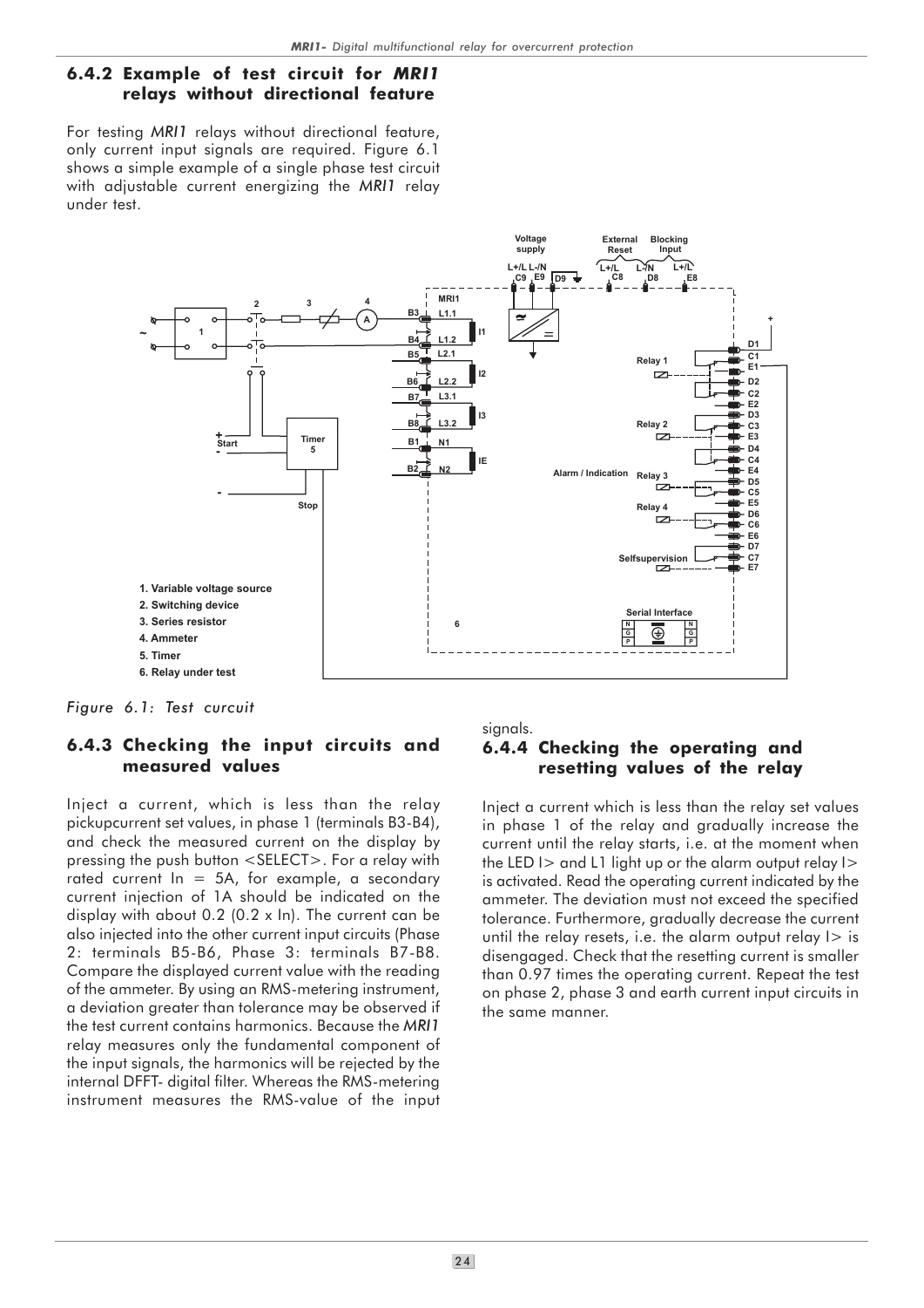### 6.4.2 Example of test circuit for *MRI1* relays without directional feature

For testing *MRI1* relays without directional feature, only current input signals are required. Figure 6.1 shows a simple example of a single phase test circuit with adjustable current energizing the *MRI1* relay under test.

*Figure 6.1: Test curcuit*

### 6.4.3 Checking the input circuits and measured values

Inject a current, which is less than the relay pickupcurrent set values, in phase 1 (terminals B3-B4), and check the measured current on the display by pressing the push button <SELECT>. For a relay with rated current In = 5A, for example, a secondary current injection of 1A should be indicated on the display with about 0.2 (0.2 x In). The current can be also injected into the other current input circuits (Phase 2: terminals B5-B6, Phase 3: terminals B7-B8. Compare the displayed current value with the reading of the ammeter. By using an RMS-metering instrument, a deviation greater than tolerance may be observed if the test current contains harmonics. Because the *MRI1* relay measures only the fundamental component of the input signals, the harmonics will be rejected by the internal DFFT- digital filter. Whereas the RMS-metering instrument measures the RMS-value of the input signals.

### 6.4.4 Checking the operating and resetting values of the relay

Inject a current which is less than the relay set values in phase 1 of the relay and gradually increase the current until the relay starts, i.e. at the moment when the LED I> and L1 light up or the alarm output relay I> is activated. Read the operating current indicated by the ammeter. The deviation must not exceed the specified tolerance. Furthermore, gradually decrease the current until the relay resets, i.e. the alarm output relay I> is disengaged. Check that the resetting current is smaller than 0.97 times the operating current. Repeat the test on phase 2, phase 3 and earth current input circuits in the same manner.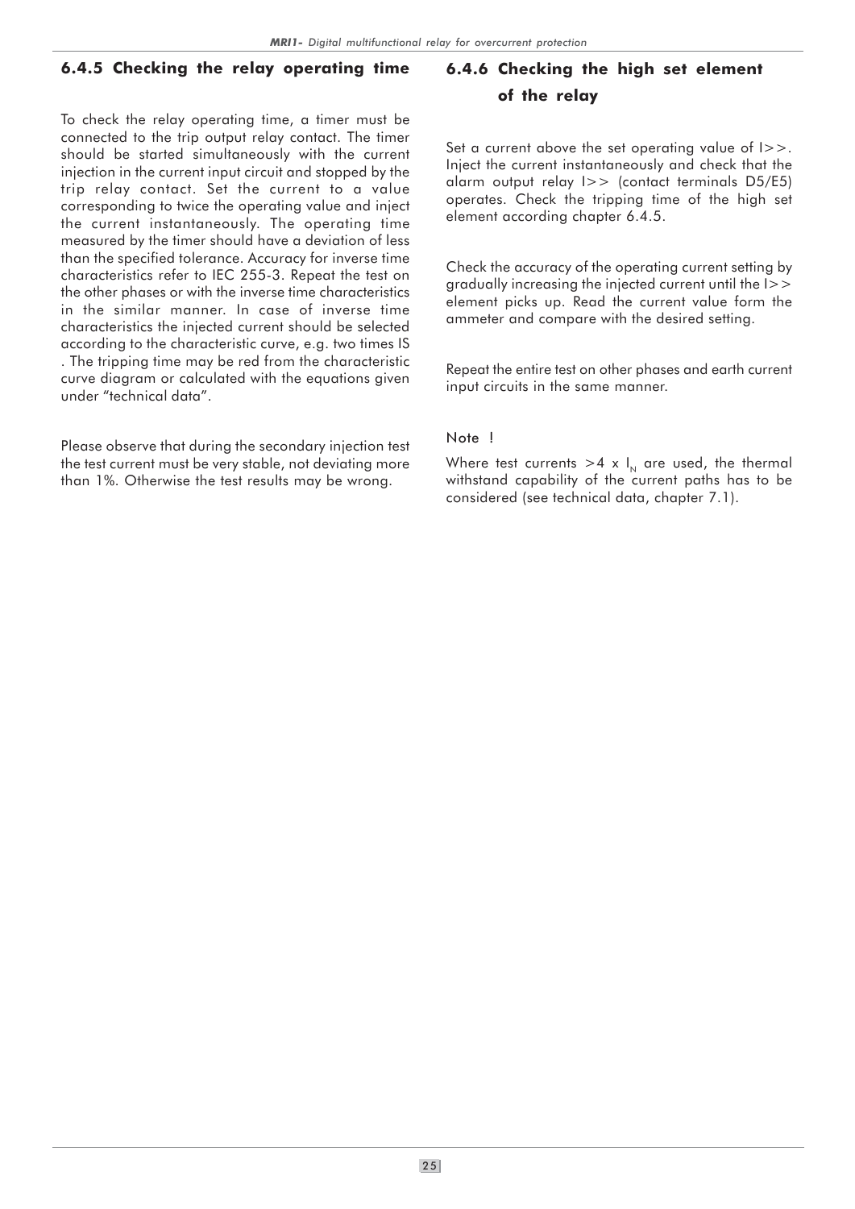### 6.4.5 Checking the relay operating time

To check the relay operating time, a timer must be connected to the trip output relay contact. The timer should be started simultaneously with the current injection in the current input circuit and stopped by the trip relay contact. Set the current to a value corresponding to twice the operating value and inject the current instantaneously. The operating time measured by the timer should have a deviation of less than the specified tolerance. Accuracy for inverse time characteristics refer to IEC 255-3. Repeat the test on the other phases or with the inverse time characteristics in the similar manner. In case of inverse time characteristics the injected current should be selected according to the characteristic curve, e.g. two times IS . The tripping time may be red from the characteristic curve diagram or calculated with the equations given under "technical data".

Please observe that during the secondary injection test the test current must be very stable, not deviating more than 1%. Otherwise the test results may be wrong.

### 6.4.6 Checking the high set element of the relay

Set a current above the set operating value of I>>. Inject the current instantaneously and check that the alarm output relay I>> (contact terminals D5/E5) operates. Check the tripping time of the high set element according chapter 6.4.5.

Check the accuracy of the operating current setting by gradually increasing the injected current until the I>> element picks up. Read the current value form the ammeter and compare with the desired setting.

Repeat the entire test on other phases and earth current input circuits in the same manner.

Note !

Where test currents $>4 \times I_N$ are used, the thermal withstand capability of the current paths has to be considered (see technical data, chapter 7.1).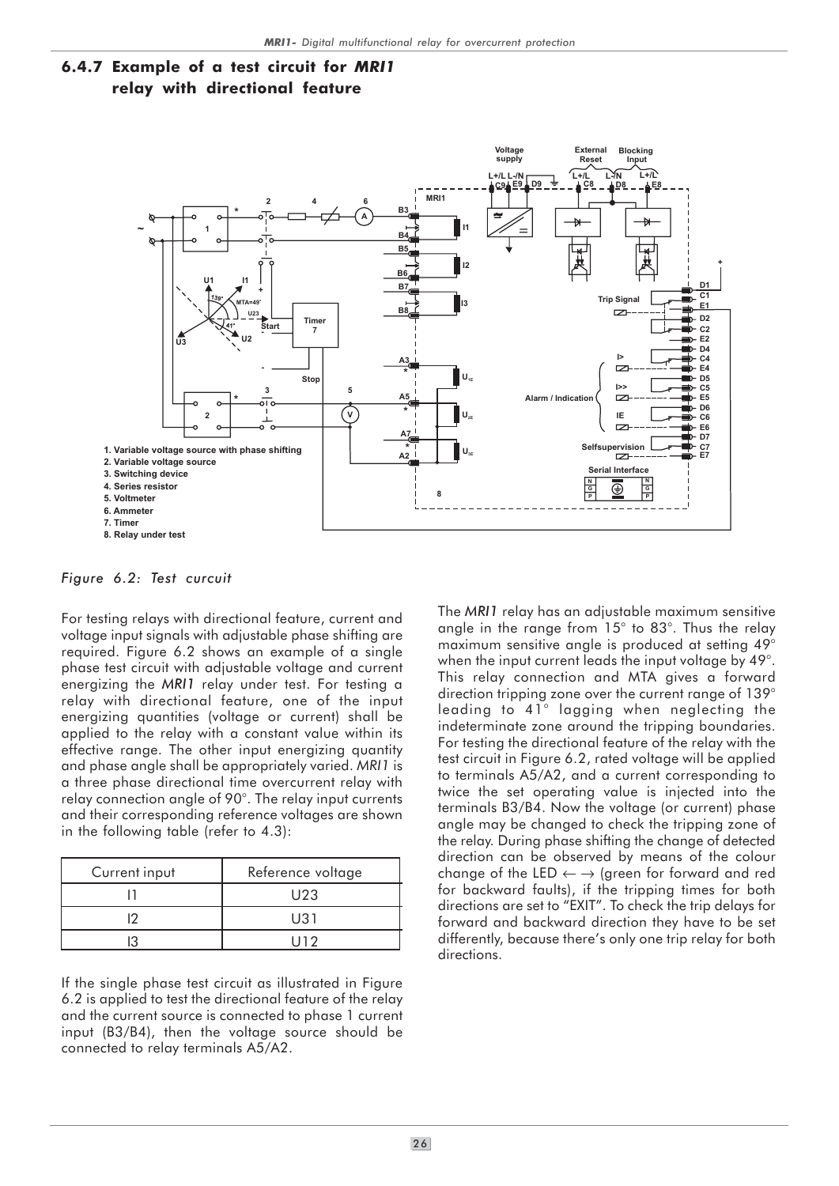### 6.4.7 Example of a test circuit for *MRI1* relay with directional feature

1. Variable voltage source with phase shifting
2. Variable voltage source
3. Switching device
4. Series resistor
5. Voltmeter
6. Ammeter
7. Timer
8. Relay under test

*Figure 6.2: Test curcuit*

For testing relays with directional feature, current and voltage input signals with adjustable phase shifting are required. Figure 6.2 shows an example of a single phase test circuit with adjustable voltage and current energizing the *MRI1* relay under test. For testing a relay with directional feature, one of the input energizing quantities (voltage or current) shall be applied to the relay with a constant value within its effective range. The other input energizing quantity and phase angle shall be appropriately varied. *MRI1* is a three phase directional time overcurrent relay with relay connection angle of 90°. The relay input currents and their corresponding reference voltages are shown in the following table (refer to 4.3):

| Current input | Reference voltage |
|---|---|
| I1 | U23 |
| I2 | U31 |
| I3 | U12 |

If the single phase test circuit as illustrated in Figure 6.2 is applied to test the directional feature of the relay and the current source is connected to phase 1 current input (B3/B4), then the voltage source should be connected to relay terminals A5/A2.

The *MRI1* relay has an adjustable maximum sensitive angle in the range from 15° to 83°. Thus the relay maximum sensitive angle is produced at setting 49° when the input current leads the input voltage by 49°. This relay connection and MTA gives a forward direction tripping zone over the current range of 139° leading to 41° lagging when neglecting the indeterminate zone around the tripping boundaries. For testing the directional feature of the relay with the test circuit in Figure 6.2, rated voltage will be applied to terminals A5/A2, and a current corresponding to twice the set operating value is injected into the terminals B3/B4. Now the voltage (or current) phase angle may be changed to check the tripping zone of the relay. During phase shifting the change of detected direction can be observed by means of the colour change of the LED ← → (green for forward and red for backward faults), if the tripping times for both directions are set to "EXIT". To check the trip delays for forward and backward direction they have to be set differently, because there's only one trip relay for both directions.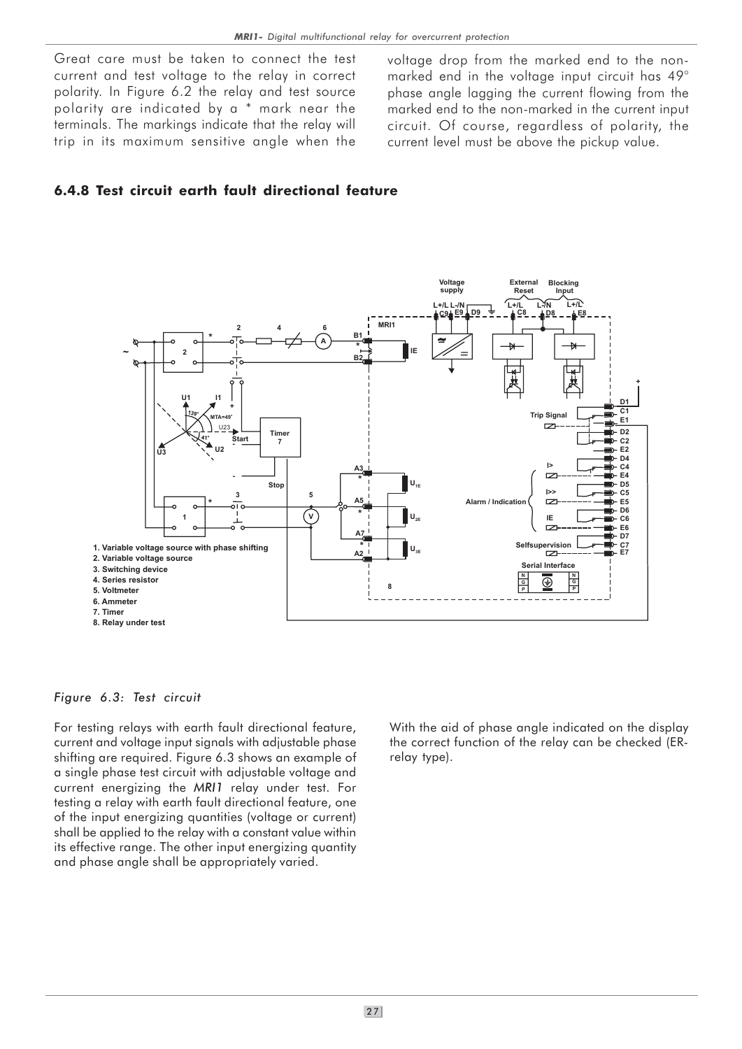Great care must be taken to connect the test current and test voltage to the relay in correct polarity. In Figure 6.2 the relay and test source polarity are indicated by a * mark near the terminals. The markings indicate that the relay will trip in its maximum sensitive angle when the voltage drop from the marked end to the non-marked end in the voltage input circuit has 49° phase angle lagging the current flowing from the marked end to the non-marked in the current input circuit. Of course, regardless of polarity, the current level must be above the pickup value.

### 6.4.8 Test circuit earth fault directional feature

*Figure 6.3: Test circuit*

For testing relays with earth fault directional feature, current and voltage input signals with adjustable phase shifting are required. Figure 6.3 shows an example of a single phase test circuit with adjustable voltage and current energizing the *MRI1* relay under test. For testing a relay with earth fault directional feature, one of the input energizing quantities (voltage or current) shall be applied to the relay with a constant value within its effective range. The other input energizing quantity and phase angle shall be appropriately varied.

With the aid of phase angle indicated on the display the correct function of the relay can be checked (ER-relay type).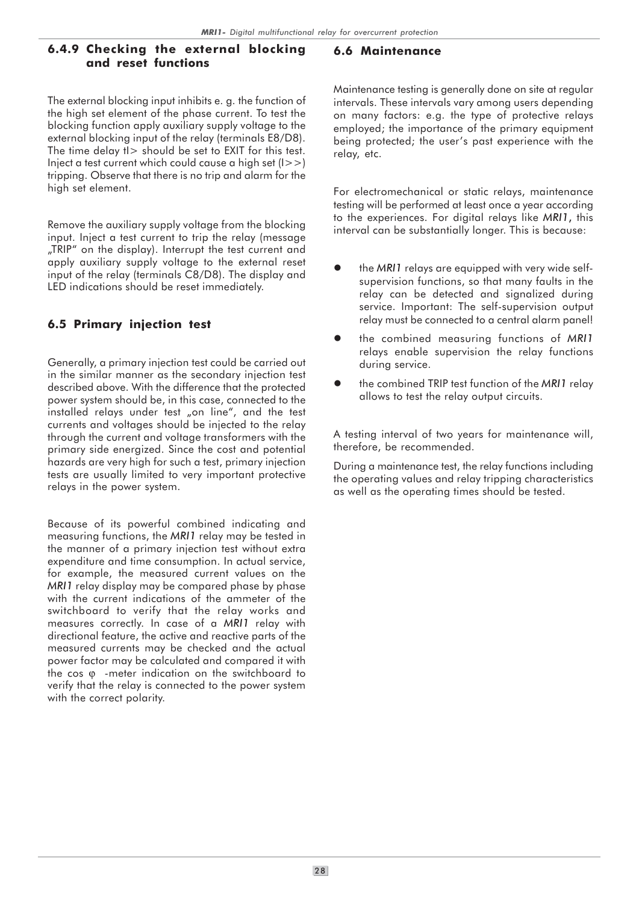### 6.4.9 Checking the external blocking and reset functions

The external blocking input inhibits e. g. the function of the high set element of the phase current. To test the blocking function apply auxiliary supply voltage to the external blocking input of the relay (terminals E8/D8). The time delay tI> should be set to EXIT for this test. Inject a test current which could cause a high set (I>>) tripping. Observe that there is no trip and alarm for the high set element.

Remove the auxiliary supply voltage from the blocking input. Inject a test current to trip the relay (message „TRIP" on the display). Interrupt the test current and apply auxiliary supply voltage to the external reset input of the relay (terminals C8/D8). The display and LED indications should be reset immediately.

### 6.5 Primary injection test

Generally, a primary injection test could be carried out in the similar manner as the secondary injection test described above. With the difference that the protected power system should be, in this case, connected to the installed relays under test „on line", and the test currents and voltages should be injected to the relay through the current and voltage transformers with the primary side energized. Since the cost and potential hazards are very high for such a test, primary injection tests are usually limited to very important protective relays in the power system.

Because of its powerful combined indicating and measuring functions, the *MRI1* relay may be tested in the manner of a primary injection test without extra expenditure and time consumption. In actual service, for example, the measured current values on the *MRI1* relay display may be compared phase by phase with the current indications of the ammeter of the switchboard to verify that the relay works and measures correctly. In case of a *MRI1* relay with directional feature, the active and reactive parts of the measured currents may be checked and the actual power factor may be calculated and compared it with the cos φ -meter indication on the switchboard to verify that the relay is connected to the power system with the correct polarity.

### 6.6 Maintenance

Maintenance testing is generally done on site at regular intervals. These intervals vary among users depending on many factors: e.g. the type of protective relays employed; the importance of the primary equipment being protected; the user's past experience with the relay, etc.

For electromechanical or static relays, maintenance testing will be performed at least once a year according to the experiences. For digital relays like *MRI1*, this interval can be substantially longer. This is because:

- the *MRI1* relays are equipped with very wide self-supervision functions, so that many faults in the relay can be detected and signalized during service. Important: The self-supervision output relay must be connected to a central alarm panel!
- the combined measuring functions of *MRI1* relays enable supervision the relay functions during service.
- the combined TRIP test function of the *MRI1* relay allows to test the relay output circuits.

A testing interval of two years for maintenance will, therefore, be recommended.

During a maintenance test, the relay functions including the operating values and relay tripping characteristics as well as the operating times should be tested.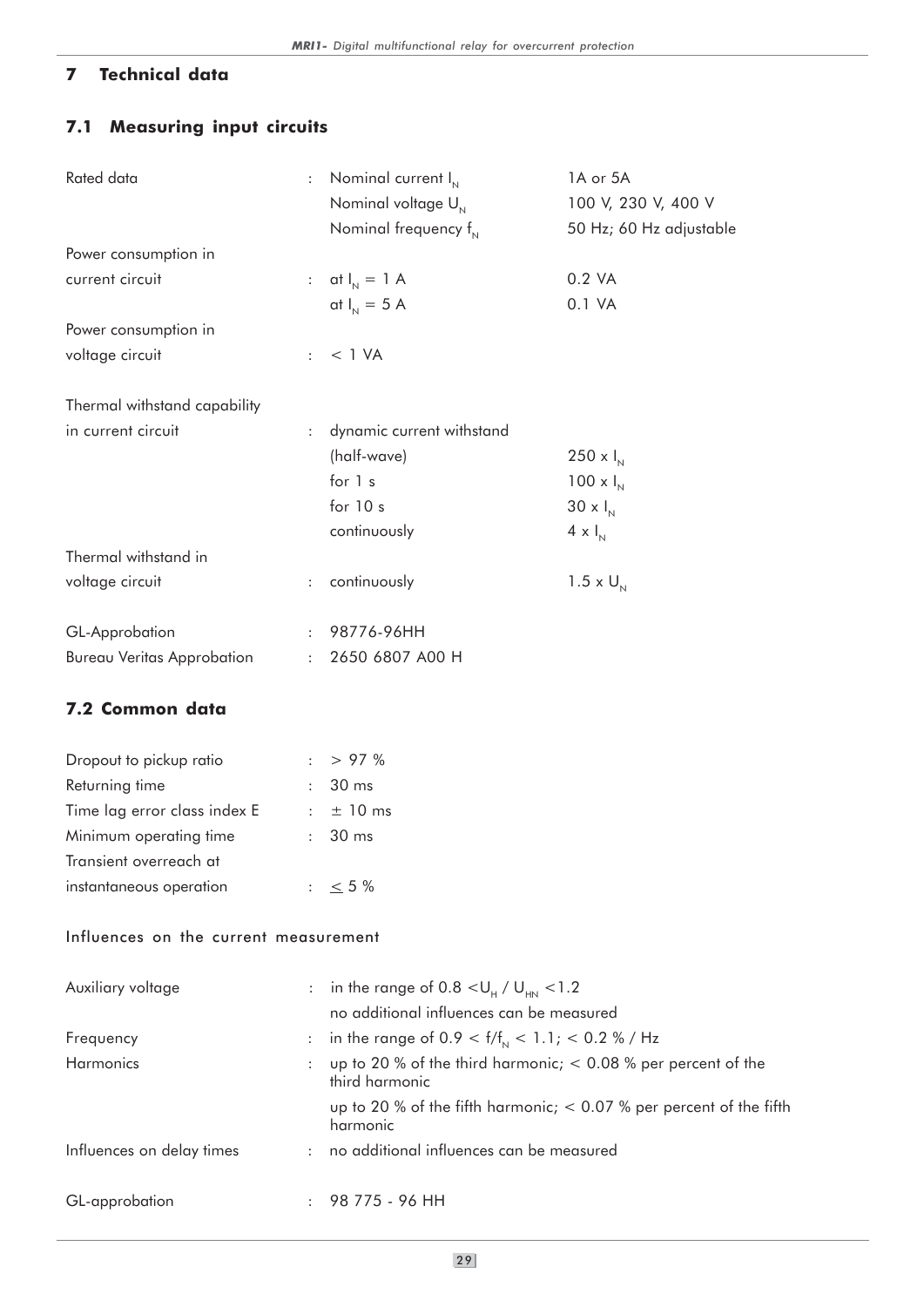# 7 Technical data

## 7.1 Measuring input circuits

| | | | |
|---|---|---|---|
| Rated data | : | Nominal current $I_N$ | 1A or 5A |
| | | Nominal voltage $U_N$ | 100 V, 230 V, 400 V |
| | | Nominal frequency $f_N$ | 50 Hz; 60 Hz adjustable |
| Power consumption in current circuit | : | at $I_N$ = 1 A | 0.2 VA |
| | | at $I_N$ = 5 A | 0.1 VA |
| Power consumption in voltage circuit | : | < 1 VA | |
| Thermal withstand capability in current circuit | : | dynamic current withstand (half-wave) | 250 x $I_N$ |
| | | for 1 s | 100 x $I_N$ |
| | | for 10 s | 30 x $I_N$ |
| | | continuously | 4 x $I_N$ |
| Thermal withstand in voltage circuit | : | continuously | 1.5 x $U_N$ |
| GL-Approbation | : | 98776-96HH | |
| Bureau Veritas Approbation | : | 2650 6807 A00 H | |

## 7.2 Common data

| | | |
|---|---|---|
| Dropout to pickup ratio | : | > 97 % |
| Returning time | : | 30 ms |
| Time lag error class index E | : | ± 10 ms |
| Minimum operating time | : | 30 ms |
| Transient overreach at instantaneous operation | : | ≤ 5 % |

### Influences on the current measurement

| | | |
|---|---|---|
| Auxiliary voltage | : | in the range of 0.8 < $U_H$ / $U_{HN}$ < 1.2 no additional influences can be measured |
| Frequency | : | in the range of 0.9 < $f/f_N$ < 1.1; < 0.2 % / Hz |
| Harmonics | : | up to 20 % of the third harmonic; < 0.08 % per percent of the third harmonic |
| | | up to 20 % of the fifth harmonic; < 0.07 % per percent of the fifth harmonic |
| Influences on delay times | : | no additional influences can be measured |
| GL-approbation | : | 98 775 - 96 HH |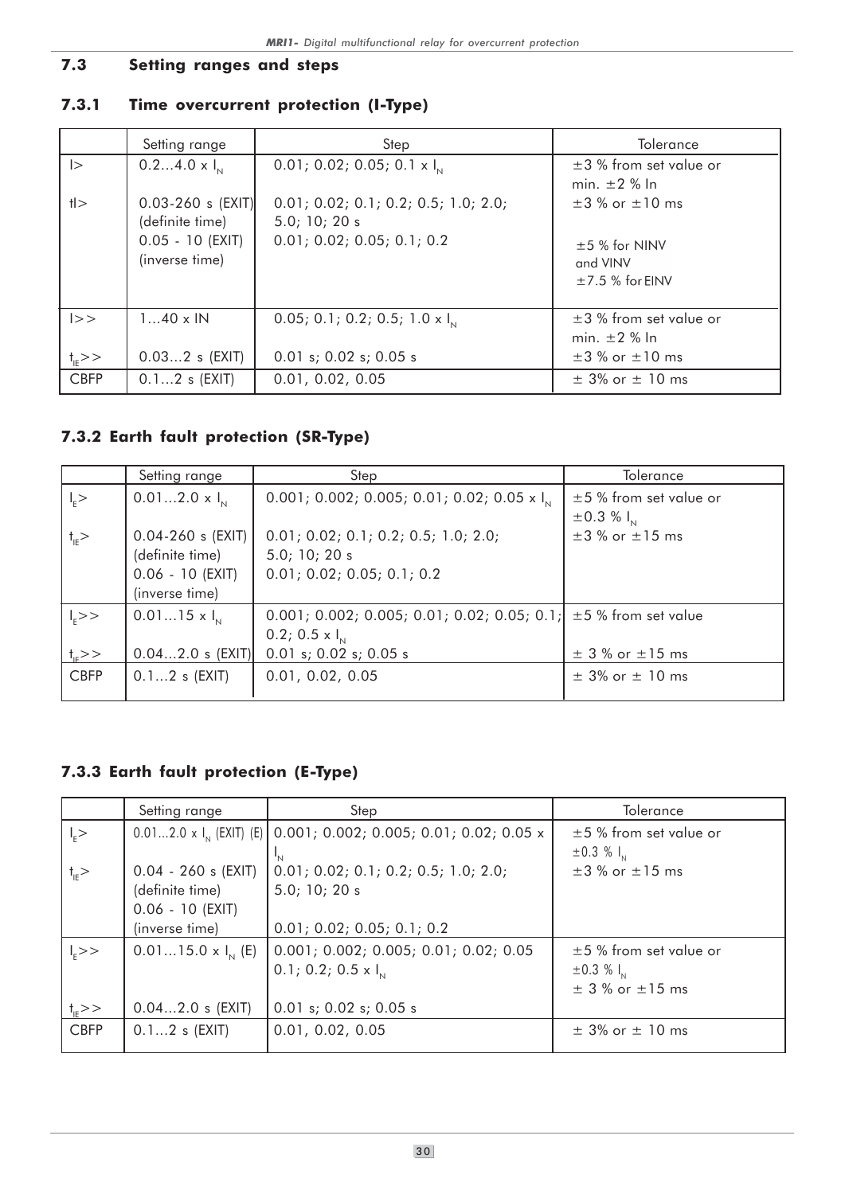## 7.3 Setting ranges and steps

### 7.3.1 Time overcurrent protection (I-Type)

| | Setting range | Step | Tolerance |
|---|---|---|---|
| I> | 0.2...4.0 x $I_N$ | 0.01; 0.02; 0.05; 0.1 x $I_N$ | ±3 % from set value or min. ±2 % In |
| tI> | 0.03-260 s (EXIT) (definite time) | 0.01; 0.02; 0.1; 0.2; 0.5; 1.0; 2.0; 5.0; 10; 20 s | ±3 % or ±10 ms |
| | 0.05 - 10 (EXIT) (inverse time) | 0.01; 0.02; 0.05; 0.1; 0.2 | ±5 % for NINV and VINV ±7.5 % for EINV |
| I>> | 1...40 x IN | 0.05; 0.1; 0.2; 0.5; 1.0 x $I_N$ | ±3 % from set value or min. ±2 % In |
| $t_{I}$>> | 0.03...2 s (EXIT) | 0.01 s; 0.02 s; 0.05 s | ±3 % or ±10 ms |
| CBFP | 0.1...2 s (EXIT) | 0.01, 0.02, 0.05 | ± 3% or ± 10 ms |

### 7.3.2 Earth fault protection (SR-Type)

| | Setting range | Step | Tolerance |
|---|---|---|---|
| $I_E$> | 0.01...2.0 x $I_N$ | 0.001; 0.002; 0.005; 0.01; 0.02; 0.05 x $I_N$ | ±5 % from set value or ±0.3 % $I_N$ |
| $t_{IE}$> | 0.04-260 s (EXIT) (definite time) | 0.01; 0.02; 0.1; 0.2; 0.5; 1.0; 2.0; 5.0; 10; 20 s | ±3 % or ±15 ms |
| | 0.06 - 10 (EXIT) (inverse time) | 0.01; 0.02; 0.05; 0.1; 0.2 | |
| $I_E$>> | 0.01...15 x $I_N$ | 0.001; 0.002; 0.005; 0.01; 0.02; 0.05; 0.1; 0.2; 0.5 x $I_N$ | ±5 % from set value |
| $t_{IE}$>> | 0.04...2.0 s (EXIT) | 0.01 s; 0.02 s; 0.05 s | ± 3 % or ±15 ms |
| CBFP | 0.1...2 s (EXIT) | 0.01, 0.02, 0.05 | ± 3% or ± 10 ms |

### 7.3.3 Earth fault protection (E-Type)

| | Setting range | Step | Tolerance |
|---|---|---|---|
| $I_E$> | 0.01...2.0 x $I_N$ (EXIT) (E) | 0.001; 0.002; 0.005; 0.01; 0.02; 0.05 x $I_N$ | ±5 % from set value or ±0.3 % $I_N$ |
| $t_{IE}$> | 0.04 - 260 s (EXIT) (definite time) | 0.01; 0.02; 0.1; 0.2; 0.5; 1.0; 2.0; 5.0; 10; 20 s | ±3 % or ±15 ms |
| | 0.06 - 10 (EXIT) (inverse time) | 0.01; 0.02; 0.05; 0.1; 0.2 | |
| $I_E$>> | 0.01...15.0 x $I_N$ (E) | 0.001; 0.002; 0.005; 0.01; 0.02; 0.05 0.1; 0.2; 0.5 x $I_N$ | ±5 % from set value or ±0.3 % $I_N$ ± 3 % or ±15 ms |
| $t_{IE}$>> | 0.04...2.0 s (EXIT) | 0.01 s; 0.02 s; 0.05 s | |
| CBFP | 0.1...2 s (EXIT) | 0.01, 0.02, 0.05 | ± 3% or ± 10 ms |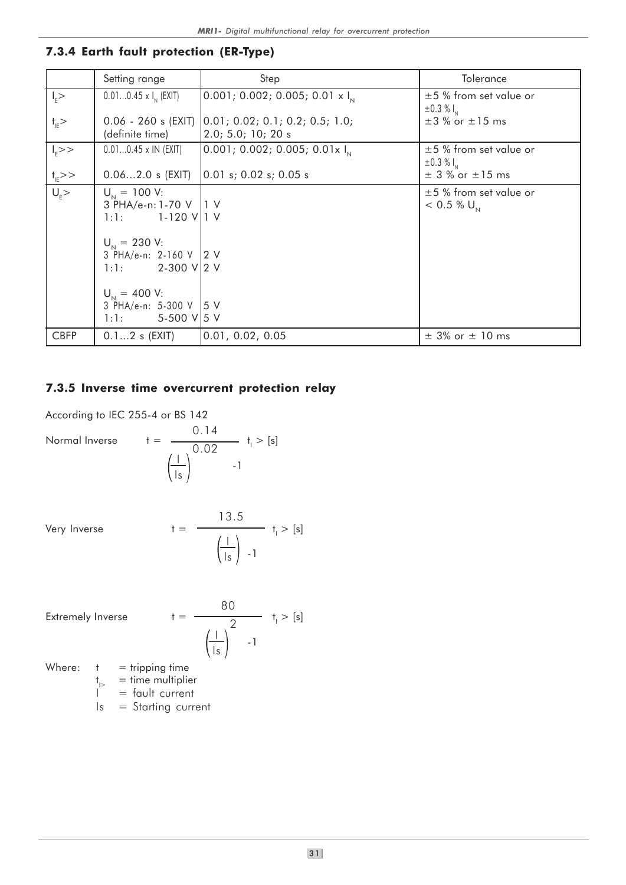### 7.3.4 Earth fault protection (ER-Type)

| | Setting range | Step | Tolerance |
|---|---|---|---|
| $I_E>$ | 0.01...0.45 x $I_N$ (EXIT) | 0.001; 0.002; 0.005; 0.01 x $I_N$ | ±5 % from set value or ±0.3 % $I_N$ |
| $t_{IE}>$ | 0.06 - 260 s (EXIT) (definite time) | 0.01; 0.02; 0.1; 0.2; 0.5; 1.0; 2.0; 5.0; 10; 20 s | ±3 % or ±15 ms |
| $I_E>>$ | 0.01...0.45 x IN (EXIT) | 0.001; 0.002; 0.005; 0.01x $I_N$ | ±5 % from set value or ±0.3 % $I_N$ |
| $t_{IE}>>$ | 0.06...2.0 s (EXIT) | 0.01 s; 0.02 s; 0.05 s | ± 3 % or ±15 ms |
| $U_E>$ | $U_N$ = 100 V: | | ±5 % from set value or < 0.5 % $U_N$ |
| | 3 PHA/e-n: 1-70 V | 1 V | |
| | 1:1: 1-120 V | 1 V | |
| | $U_N$ = 230 V: | | |
| | 3 PHA/e-n: 2-160 V | 2 V | |
| | 1:1: 2-300 V | 2 V | |
| | $U_N$ = 400 V: | | |
| | 3 PHA/e-n: 5-300 V | 5 V | |
| | 1:1: 5-500 V | 5 V | |
| CBFP | 0.1...2 s (EXIT) | 0.01, 0.02, 0.05 | ± 3% or ± 10 ms |

### 7.3.5 Inverse time overcurrent protection relay

According to IEC 255-4 or BS 142

Normal Inverse
$$t = \frac{0.14}{\left(\frac{I}{Is}\right)^{0.02} - 1} \; t_I > [s]$$

Very Inverse
$$t = \frac{13.5}{\left(\frac{I}{Is}\right) - 1} \; t_I > [s]$$

Extremely Inverse
$$t = \frac{80}{\left(\frac{I}{Is}\right)^{2} - 1} \; t_I > [s]$$

Where:
- $t$ = tripping time
- $t_{I>}$ = time multiplier
- $I$ = fault current
- $Is$ = Starting current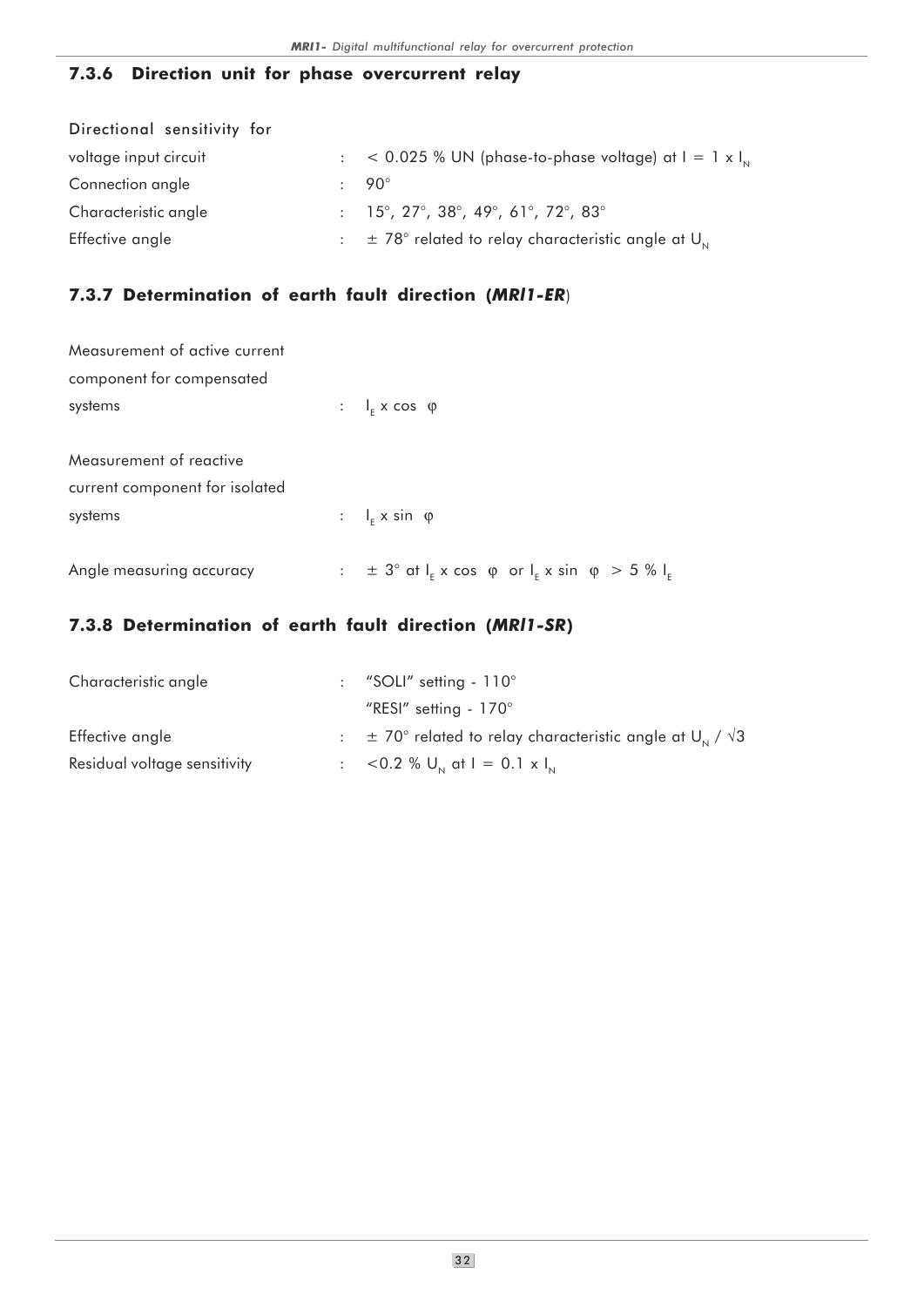### 7.3.6 Direction unit for phase overcurrent relay

| | | |
|---|---|---|
| Directional sensitivity for voltage input circuit | : | < 0.025 % UN (phase-to-phase voltage) at $I = 1 \times I_N$ |
| Connection angle | : | 90° |
| Characteristic angle | : | 15°, 27°, 38°, 49°, 61°, 72°, 83° |
| Effective angle | : | ± 78° related to relay characteristic angle at $U_N$ |

### 7.3.7 Determination of earth fault direction (*MRI1-ER*)

| | | |
|---|---|---|
| Measurement of active current component for compensated systems | : | $I_E \times \cos\ \varphi$ |
| Measurement of reactive current component for isolated systems | : | $I_E \times \sin\ \varphi$ |
| Angle measuring accuracy | : | ± 3° at $I_E \times \cos\ \varphi$ or $I_E \times \sin\ \varphi > 5\ \%\ I_E$ |

### 7.3.8 Determination of earth fault direction (*MRI1-SR*)

| | | |
|---|---|---|
| Characteristic angle | : | "SOLI" setting - 110°<br>"RESI" setting - 170° |
| Effective angle | : | ± 70° related to relay characteristic angle at $U_N / \sqrt{3}$ |
| Residual voltage sensitivity | : | <0.2 % $U_N$ at $I = 0.1 \times I_N$ |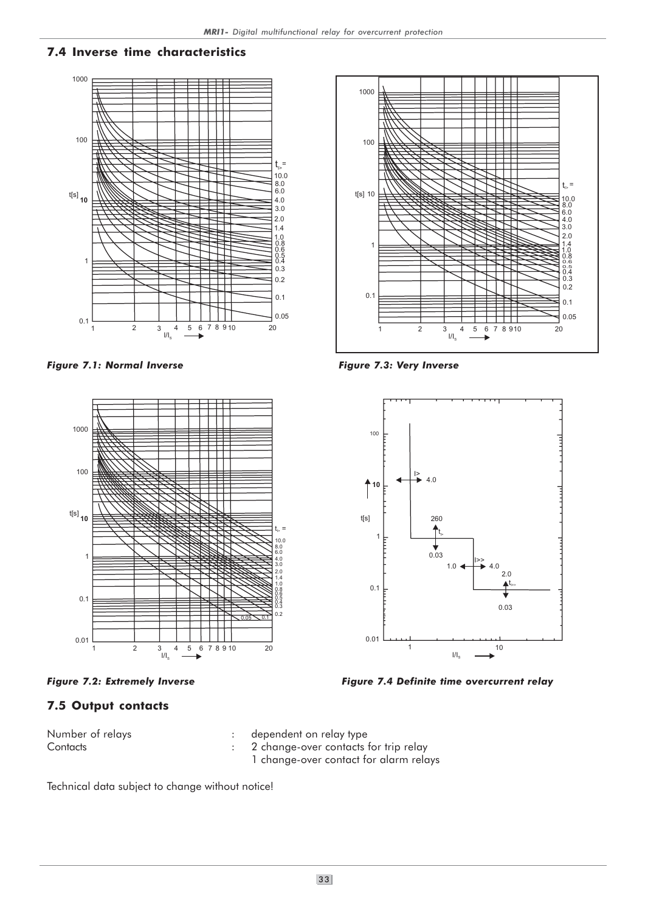## 7.4 Inverse time characteristics

*Figure 7.1: Normal Inverse*

*Figure 7.3: Very Inverse*

*Figure 7.2: Extremely Inverse*

*Figure 7.4 Definite time overcurrent relay*

## 7.5 Output contacts

| | | |
|---|---|---|
| Number of relays | : | dependent on relay type |
| Contacts | : | 2 change-over contacts for trip relay |
| | | 1 change-over contact for alarm relays |

Technical data subject to change without notice!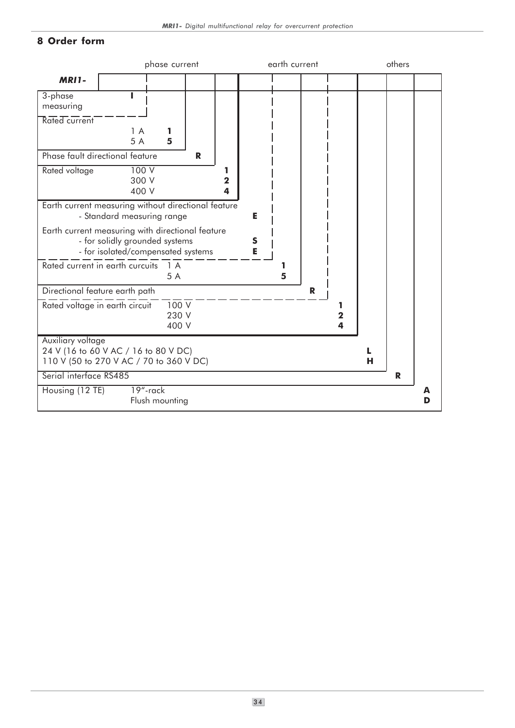## 8 Order form

| | phase current | | | | earth current | | | | others | | |
|---|---|---|---|---|---|---|---|---|---|---|---|
| ***MRI1-*** | | | | | | | | | | | |
| 3-phase measuring | **I** | | | | | | | | | | |
| Rated current 1 A | | **1** | | | | | | | | | |
| 5 A | | **5** | | | | | | | | | |
| Phase fault directional feature | | | **R** | | | | | | | | |
| Rated voltage 100 V | | | | **1** | | | | | | | |
| 300 V | | | | **2** | | | | | | | |
| 400 V | | | | **4** | | | | | | | |
| Earth current measuring without directional feature - Standard measuring range | | | | | **E** | | | | | | |
| Earth current measuring with directional feature - for solidly grounded systems | | | | | **S** | | | | | | |
| - for isolated/compensated systems | | | | | **E** | | | | | | |
| Rated current in earth curcuits 1 A | | | | | | **1** | | | | | |
| 5 A | | | | | | **5** | | | | | |
| Directional feature earth path | | | | | | | **R** | | | | |
| Rated voltage in earth circuit 100 V | | | | | | | | **1** | | | |
| 230 V | | | | | | | | **2** | | | |
| 400 V | | | | | | | | **4** | | | |
| Auxiliary voltage 24 V (16 to 60 V AC / 16 to 80 V DC) | | | | | | | | | **L** | | |
| 110 V (50 to 270 V AC / 70 to 360 V DC) | | | | | | | | | **H** | | |
| Serial interface RS485 | | | | | | | | | | **R** | |
| Housing (12 TE) 19"-rack | | | | | | | | | | | **A** |
| Flush mounting | | | | | | | | | | | **D** |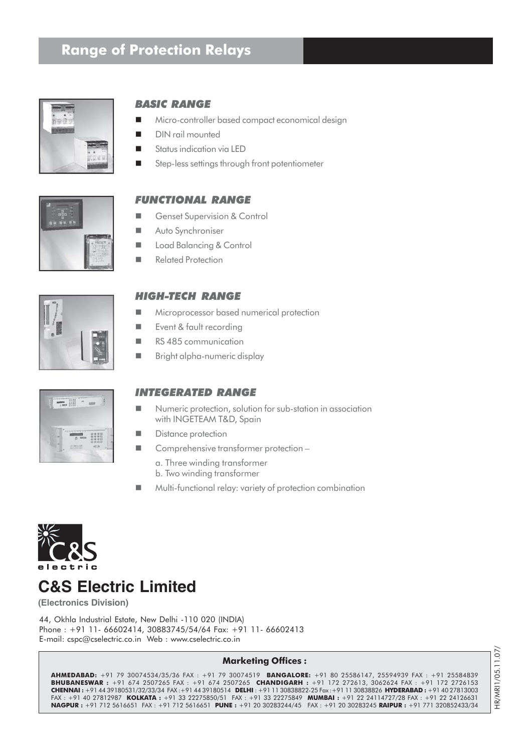# Range of Protection Relays

### *BASIC RANGE*

- Micro-controller based compact economical design
- DIN rail mounted
- Status indication via LED
- Step-less settings through front potentiometer

### *FUNCTIONAL RANGE*

- Genset Supervision & Control
- Auto Synchroniser
- Load Balancing & Control
- Related Protection

### *HIGH-TECH RANGE*

- Microprocessor based numerical protection
- Event & fault recording
- RS 485 communication
- Bright alpha-numeric display

### *INTEGERATED RANGE*

- Numeric protection, solution for sub-station in association with INGETEAM T&D, Spain
- Distance protection
- Comprehensive transformer protection –
  a. Three winding transformer
  b. Two winding transformer
- Multi-functional relay: variety of protection combination

C&S electric

## C&S Electric Limited

**(Electronics Division)**

44, Okhla Industrial Estate, New Delhi -110 020 (INDIA)
Phone : +91 11- 66602414, 30883745/54/64 Fax: +91 11- 66602413
E-mail: cspc@cselectric.co.in Web : www.cselectric.co.in

**Marketing Offices :**

**AHMEDABAD:** +91 79 30074534/35/36 FAX : +91 79 30074519 **BANGALORE:** +91 80 25586147, 25594939 FAX : +91 25584839 **BHUBANESWAR :** +91 674 2507265 FAX : +91 674 2507265 **CHANDIGARH :** +91 172 272613, 3062624 FAX : +91 172 2726153 **CHENNAI :** +91 44 39180531/32/33/34 FAX :+91 44 39180514 **DELHI** : +91 11 30838822-25 Fax :+91 11 30838826 **HYDERABAD :** +91 40 27813003 FAX : +91 40 27812987 **KOLKATA :** +91 33 22275850/51 FAX : +91 33 22275849 **MUMBAI :** +91 22 24114727/28 FAX : +91 22 24126631 **NAGPUR :** +91 712 5616651 FAX : +91 712 5616651 **PUNE :** +91 20 30283244/45 FAX : +91 20 30283245 **RAIPUR :** +91 771 320852433/34

HR/MRI1/05.11.07/